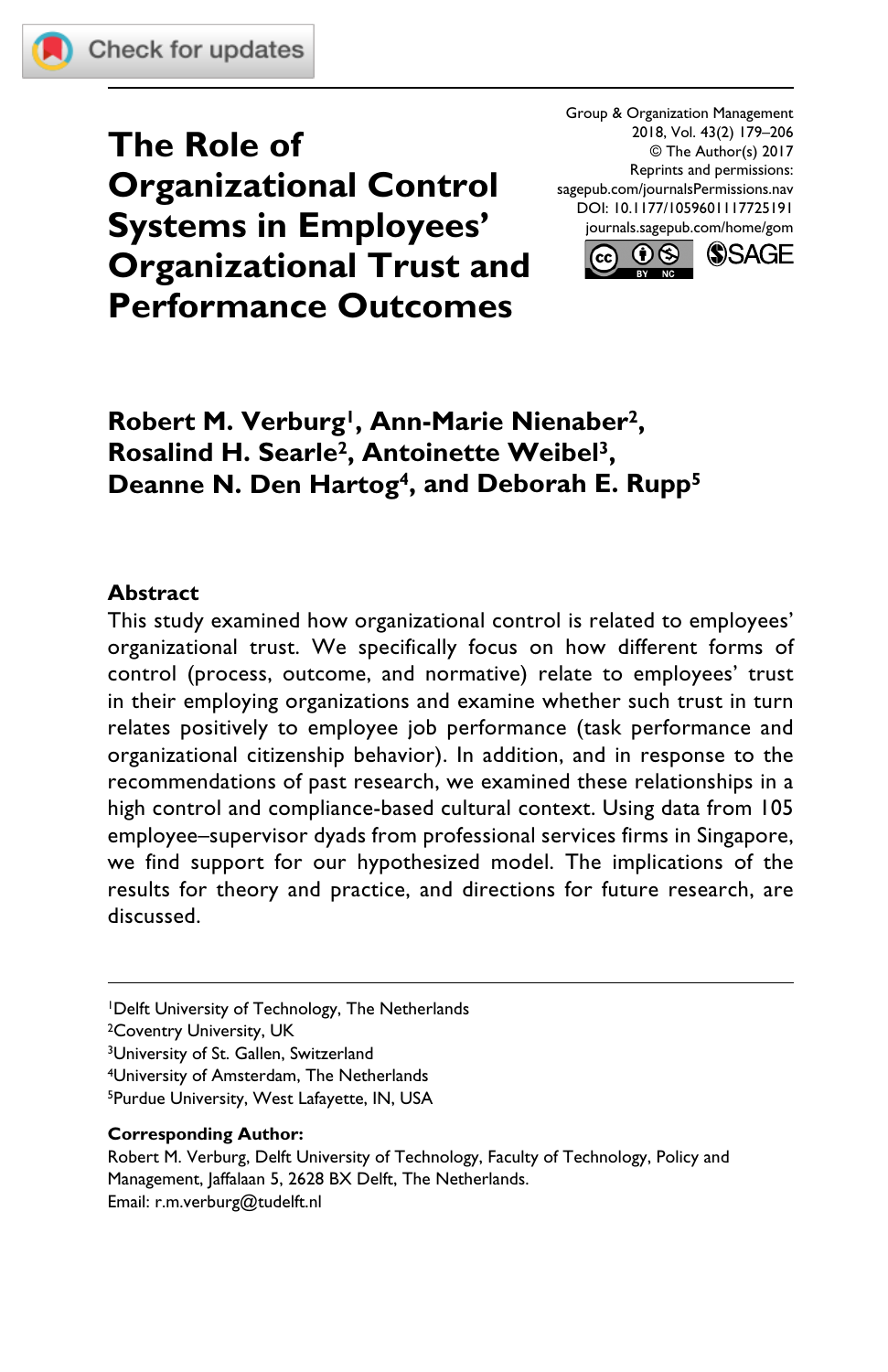# The Role of Organizational Control Systems in Employees' Organizational Trust and Performance Outcomes

Group & Organization Management
2018, Vol. 43(2) 179–206
© The Author(s) 2017
Reprints and permissions:
sagepub.com/journalsPermissions.nav
DOI: 10.1177/1059601117725191
journals.sagepub.com/home/gom

**Robert M. Verburg[1], Ann-Marie Nienaber[2], Rosalind H. Searle[2], Antoinette Weibel[3], Deanne N. Den Hartog[4], and Deborah E. Rupp[5]**

## Abstract

This study examined how organizational control is related to employees' organizational trust. We specifically focus on how different forms of control (process, outcome, and normative) relate to employees' trust in their employing organizations and examine whether such trust in turn relates positively to employee job performance (task performance and organizational citizenship behavior). In addition, and in response to the recommendations of past research, we examined these relationships in a high control and compliance-based cultural context. Using data from 105 employee–supervisor dyads from professional services firms in Singapore, we find support for our hypothesized model. The implications of the results for theory and practice, and directions for future research, are discussed.

---

[1]Delft University of Technology, The Netherlands
[2]Coventry University, UK
[3]University of St. Gallen, Switzerland
[4]University of Amsterdam, The Netherlands
[5]Purdue University, West Lafayette, IN, USA

**Corresponding Author:**
Robert M. Verburg, Delft University of Technology, Faculty of Technology, Policy and Management, Jaffalaan 5, 2628 BX Delft, The Netherlands.
Email: r.m.verburg@tudelft.nl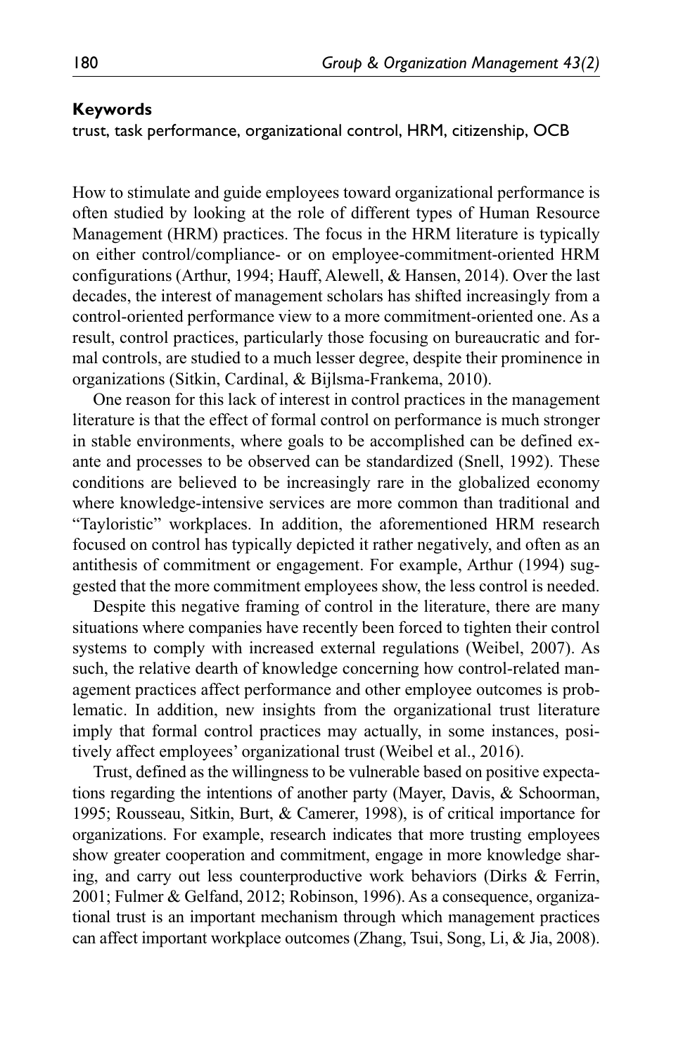**Keywords**

trust, task performance, organizational control, HRM, citizenship, OCB

How to stimulate and guide employees toward organizational performance is often studied by looking at the role of different types of Human Resource Management (HRM) practices. The focus in the HRM literature is typically on either control/compliance- or on employee-commitment-oriented HRM configurations (Arthur, 1994; Hauff, Alewell, & Hansen, 2014). Over the last decades, the interest of management scholars has shifted increasingly from a control-oriented performance view to a more commitment-oriented one. As a result, control practices, particularly those focusing on bureaucratic and formal controls, are studied to a much lesser degree, despite their prominence in organizations (Sitkin, Cardinal, & Bijlsma-Frankema, 2010).

One reason for this lack of interest in control practices in the management literature is that the effect of formal control on performance is much stronger in stable environments, where goals to be accomplished can be defined ex-ante and processes to be observed can be standardized (Snell, 1992). These conditions are believed to be increasingly rare in the globalized economy where knowledge-intensive services are more common than traditional and "Tayloristic" workplaces. In addition, the aforementioned HRM research focused on control has typically depicted it rather negatively, and often as an antithesis of commitment or engagement. For example, Arthur (1994) suggested that the more commitment employees show, the less control is needed.

Despite this negative framing of control in the literature, there are many situations where companies have recently been forced to tighten their control systems to comply with increased external regulations (Weibel, 2007). As such, the relative dearth of knowledge concerning how control-related management practices affect performance and other employee outcomes is problematic. In addition, new insights from the organizational trust literature imply that formal control practices may actually, in some instances, positively affect employees' organizational trust (Weibel et al., 2016).

Trust, defined as the willingness to be vulnerable based on positive expectations regarding the intentions of another party (Mayer, Davis, & Schoorman, 1995; Rousseau, Sitkin, Burt, & Camerer, 1998), is of critical importance for organizations. For example, research indicates that more trusting employees show greater cooperation and commitment, engage in more knowledge sharing, and carry out less counterproductive work behaviors (Dirks & Ferrin, 2001; Fulmer & Gelfand, 2012; Robinson, 1996). As a consequence, organizational trust is an important mechanism through which management practices can affect important workplace outcomes (Zhang, Tsui, Song, Li, & Jia, 2008).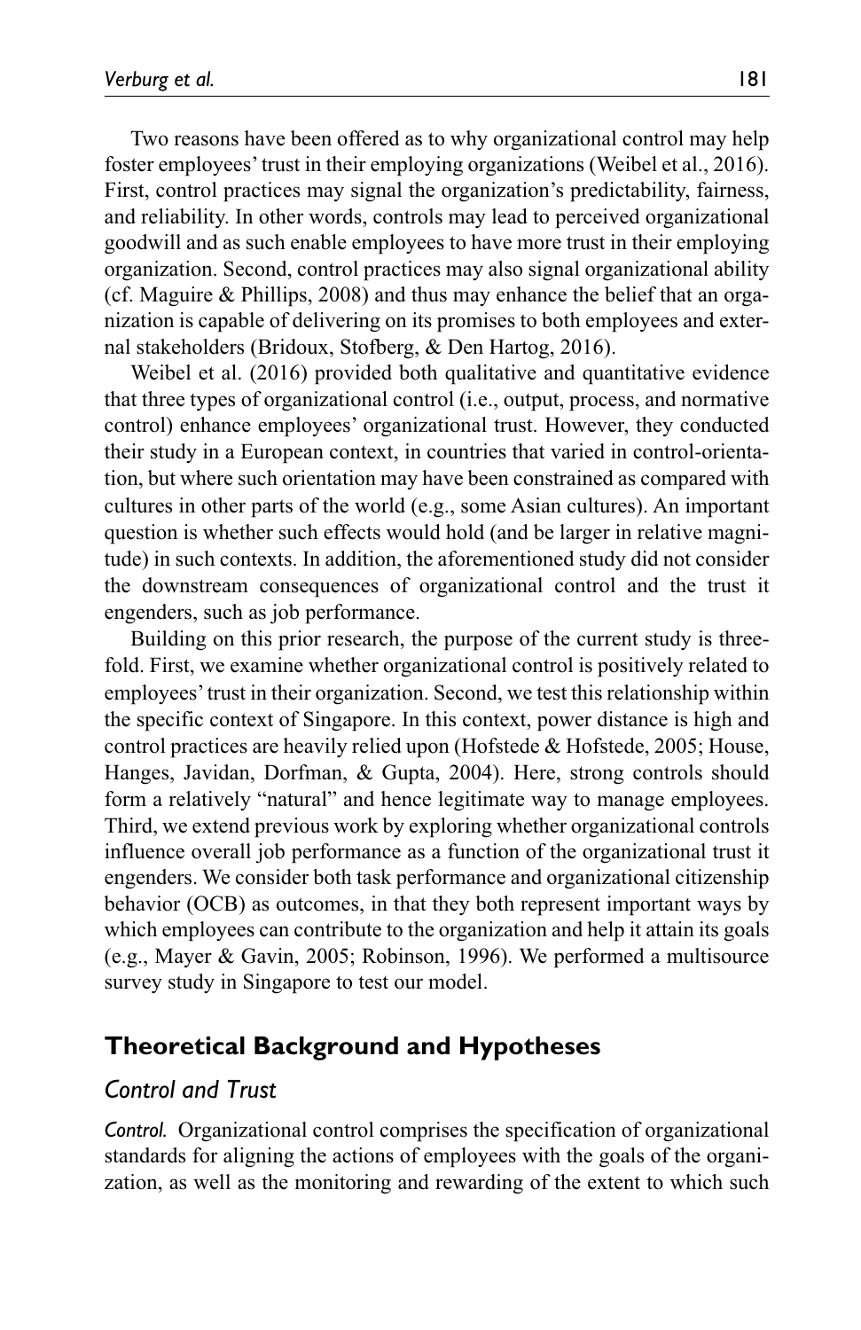Two reasons have been offered as to why organizational control may help foster employees' trust in their employing organizations (Weibel et al., 2016). First, control practices may signal the organization's predictability, fairness, and reliability. In other words, controls may lead to perceived organizational goodwill and as such enable employees to have more trust in their employing organization. Second, control practices may also signal organizational ability (cf. Maguire & Phillips, 2008) and thus may enhance the belief that an organization is capable of delivering on its promises to both employees and external stakeholders (Bridoux, Stofberg, & Den Hartog, 2016).

Weibel et al. (2016) provided both qualitative and quantitative evidence that three types of organizational control (i.e., output, process, and normative control) enhance employees' organizational trust. However, they conducted their study in a European context, in countries that varied in control-orientation, but where such orientation may have been constrained as compared with cultures in other parts of the world (e.g., some Asian cultures). An important question is whether such effects would hold (and be larger in relative magnitude) in such contexts. In addition, the aforementioned study did not consider the downstream consequences of organizational control and the trust it engenders, such as job performance.

Building on this prior research, the purpose of the current study is threefold. First, we examine whether organizational control is positively related to employees' trust in their organization. Second, we test this relationship within the specific context of Singapore. In this context, power distance is high and control practices are heavily relied upon (Hofstede & Hofstede, 2005; House, Hanges, Javidan, Dorfman, & Gupta, 2004). Here, strong controls should form a relatively "natural" and hence legitimate way to manage employees. Third, we extend previous work by exploring whether organizational controls influence overall job performance as a function of the organizational trust it engenders. We consider both task performance and organizational citizenship behavior (OCB) as outcomes, in that they both represent important ways by which employees can contribute to the organization and help it attain its goals (e.g., Mayer & Gavin, 2005; Robinson, 1996). We performed a multisource survey study in Singapore to test our model.

## Theoretical Background and Hypotheses

### Control and Trust

*Control.* Organizational control comprises the specification of organizational standards for aligning the actions of employees with the goals of the organization, as well as the monitoring and rewarding of the extent to which such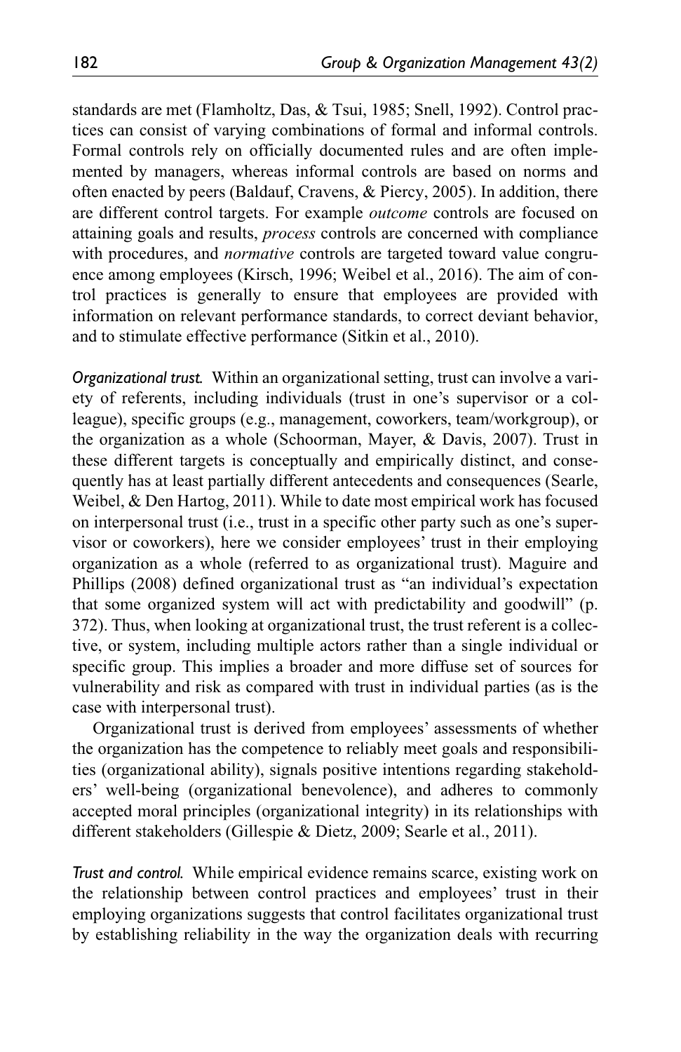standards are met (Flamholtz, Das, & Tsui, 1985; Snell, 1992). Control practices can consist of varying combinations of formal and informal controls. Formal controls rely on officially documented rules and are often implemented by managers, whereas informal controls are based on norms and often enacted by peers (Baldauf, Cravens, & Piercy, 2005). In addition, there are different control targets. For example *outcome* controls are focused on attaining goals and results, *process* controls are concerned with compliance with procedures, and *normative* controls are targeted toward value congruence among employees (Kirsch, 1996; Weibel et al., 2016). The aim of control practices is generally to ensure that employees are provided with information on relevant performance standards, to correct deviant behavior, and to stimulate effective performance (Sitkin et al., 2010).

*Organizational trust.* Within an organizational setting, trust can involve a variety of referents, including individuals (trust in one's supervisor or a colleague), specific groups (e.g., management, coworkers, team/workgroup), or the organization as a whole (Schoorman, Mayer, & Davis, 2007). Trust in these different targets is conceptually and empirically distinct, and consequently has at least partially different antecedents and consequences (Searle, Weibel, & Den Hartog, 2011). While to date most empirical work has focused on interpersonal trust (i.e., trust in a specific other party such as one's supervisor or coworkers), here we consider employees' trust in their employing organization as a whole (referred to as organizational trust). Maguire and Phillips (2008) defined organizational trust as "an individual's expectation that some organized system will act with predictability and goodwill" (p. 372). Thus, when looking at organizational trust, the trust referent is a collective, or system, including multiple actors rather than a single individual or specific group. This implies a broader and more diffuse set of sources for vulnerability and risk as compared with trust in individual parties (as is the case with interpersonal trust).

Organizational trust is derived from employees' assessments of whether the organization has the competence to reliably meet goals and responsibilities (organizational ability), signals positive intentions regarding stakeholders' well-being (organizational benevolence), and adheres to commonly accepted moral principles (organizational integrity) in its relationships with different stakeholders (Gillespie & Dietz, 2009; Searle et al., 2011).

*Trust and control.* While empirical evidence remains scarce, existing work on the relationship between control practices and employees' trust in their employing organizations suggests that control facilitates organizational trust by establishing reliability in the way the organization deals with recurring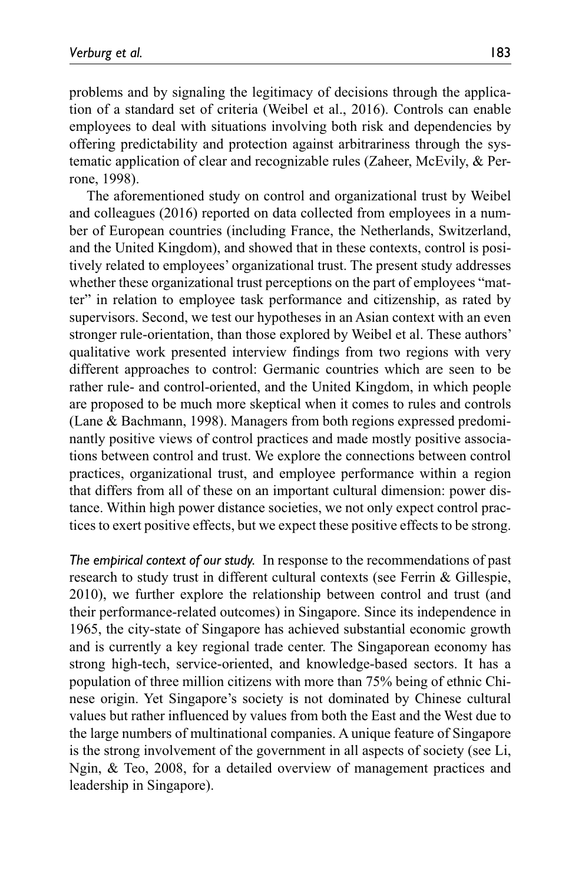problems and by signaling the legitimacy of decisions through the application of a standard set of criteria (Weibel et al., 2016). Controls can enable employees to deal with situations involving both risk and dependencies by offering predictability and protection against arbitrariness through the systematic application of clear and recognizable rules (Zaheer, McEvily, & Perrone, 1998).

The aforementioned study on control and organizational trust by Weibel and colleagues (2016) reported on data collected from employees in a number of European countries (including France, the Netherlands, Switzerland, and the United Kingdom), and showed that in these contexts, control is positively related to employees' organizational trust. The present study addresses whether these organizational trust perceptions on the part of employees "matter" in relation to employee task performance and citizenship, as rated by supervisors. Second, we test our hypotheses in an Asian context with an even stronger rule-orientation, than those explored by Weibel et al. These authors' qualitative work presented interview findings from two regions with very different approaches to control: Germanic countries which are seen to be rather rule- and control-oriented, and the United Kingdom, in which people are proposed to be much more skeptical when it comes to rules and controls (Lane & Bachmann, 1998). Managers from both regions expressed predominantly positive views of control practices and made mostly positive associations between control and trust. We explore the connections between control practices, organizational trust, and employee performance within a region that differs from all of these on an important cultural dimension: power distance. Within high power distance societies, we not only expect control practices to exert positive effects, but we expect these positive effects to be strong.

*The empirical context of our study.* In response to the recommendations of past research to study trust in different cultural contexts (see Ferrin & Gillespie, 2010), we further explore the relationship between control and trust (and their performance-related outcomes) in Singapore. Since its independence in 1965, the city-state of Singapore has achieved substantial economic growth and is currently a key regional trade center. The Singaporean economy has strong high-tech, service-oriented, and knowledge-based sectors. It has a population of three million citizens with more than 75% being of ethnic Chinese origin. Yet Singapore's society is not dominated by Chinese cultural values but rather influenced by values from both the East and the West due to the large numbers of multinational companies. A unique feature of Singapore is the strong involvement of the government in all aspects of society (see Li, Ngin, & Teo, 2008, for a detailed overview of management practices and leadership in Singapore).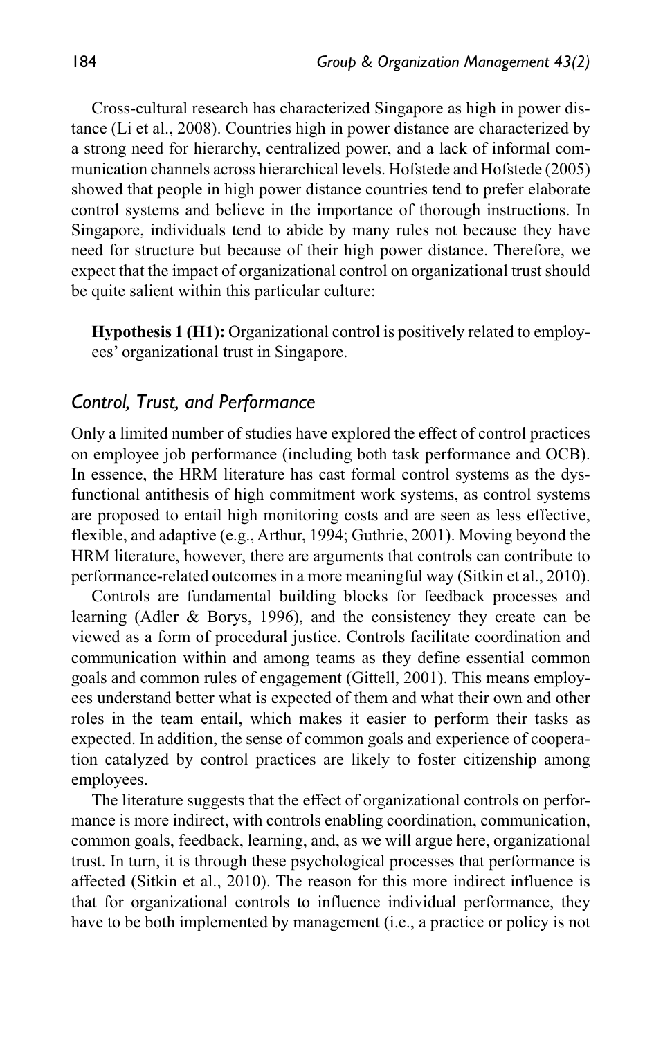Cross-cultural research has characterized Singapore as high in power distance (Li et al., 2008). Countries high in power distance are characterized by a strong need for hierarchy, centralized power, and a lack of informal communication channels across hierarchical levels. Hofstede and Hofstede (2005) showed that people in high power distance countries tend to prefer elaborate control systems and believe in the importance of thorough instructions. In Singapore, individuals tend to abide by many rules not because they have need for structure but because of their high power distance. Therefore, we expect that the impact of organizational control on organizational trust should be quite salient within this particular culture:

**Hypothesis 1 (H1):** Organizational control is positively related to employees' organizational trust in Singapore.

### *Control, Trust, and Performance*

Only a limited number of studies have explored the effect of control practices on employee job performance (including both task performance and OCB). In essence, the HRM literature has cast formal control systems as the dysfunctional antithesis of high commitment work systems, as control systems are proposed to entail high monitoring costs and are seen as less effective, flexible, and adaptive (e.g., Arthur, 1994; Guthrie, 2001). Moving beyond the HRM literature, however, there are arguments that controls can contribute to performance-related outcomes in a more meaningful way (Sitkin et al., 2010).

Controls are fundamental building blocks for feedback processes and learning (Adler & Borys, 1996), and the consistency they create can be viewed as a form of procedural justice. Controls facilitate coordination and communication within and among teams as they define essential common goals and common rules of engagement (Gittell, 2001). This means employees understand better what is expected of them and what their own and other roles in the team entail, which makes it easier to perform their tasks as expected. In addition, the sense of common goals and experience of cooperation catalyzed by control practices are likely to foster citizenship among employees.

The literature suggests that the effect of organizational controls on performance is more indirect, with controls enabling coordination, communication, common goals, feedback, learning, and, as we will argue here, organizational trust. In turn, it is through these psychological processes that performance is affected (Sitkin et al., 2010). The reason for this more indirect influence is that for organizational controls to influence individual performance, they have to be both implemented by management (i.e., a practice or policy is not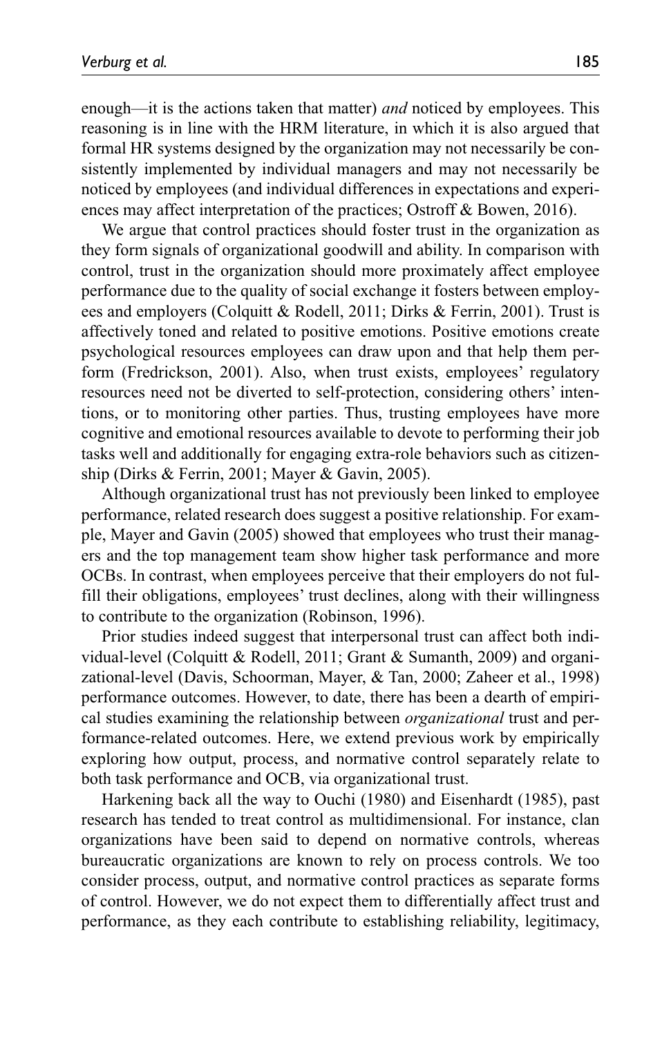enough—it is the actions taken that matter) *and* noticed by employees. This reasoning is in line with the HRM literature, in which it is also argued that formal HR systems designed by the organization may not necessarily be consistently implemented by individual managers and may not necessarily be noticed by employees (and individual differences in expectations and experiences may affect interpretation of the practices; Ostroff & Bowen, 2016).

We argue that control practices should foster trust in the organization as they form signals of organizational goodwill and ability. In comparison with control, trust in the organization should more proximately affect employee performance due to the quality of social exchange it fosters between employees and employers (Colquitt & Rodell, 2011; Dirks & Ferrin, 2001). Trust is affectively toned and related to positive emotions. Positive emotions create psychological resources employees can draw upon and that help them perform (Fredrickson, 2001). Also, when trust exists, employees' regulatory resources need not be diverted to self-protection, considering others' intentions, or to monitoring other parties. Thus, trusting employees have more cognitive and emotional resources available to devote to performing their job tasks well and additionally for engaging extra-role behaviors such as citizenship (Dirks & Ferrin, 2001; Mayer & Gavin, 2005).

Although organizational trust has not previously been linked to employee performance, related research does suggest a positive relationship. For example, Mayer and Gavin (2005) showed that employees who trust their managers and the top management team show higher task performance and more OCBs. In contrast, when employees perceive that their employers do not fulfill their obligations, employees' trust declines, along with their willingness to contribute to the organization (Robinson, 1996).

Prior studies indeed suggest that interpersonal trust can affect both individual-level (Colquitt & Rodell, 2011; Grant & Sumanth, 2009) and organizational-level (Davis, Schoorman, Mayer, & Tan, 2000; Zaheer et al., 1998) performance outcomes. However, to date, there has been a dearth of empirical studies examining the relationship between *organizational* trust and performance-related outcomes. Here, we extend previous work by empirically exploring how output, process, and normative control separately relate to both task performance and OCB, via organizational trust.

Harkening back all the way to Ouchi (1980) and Eisenhardt (1985), past research has tended to treat control as multidimensional. For instance, clan organizations have been said to depend on normative controls, whereas bureaucratic organizations are known to rely on process controls. We too consider process, output, and normative control practices as separate forms of control. However, we do not expect them to differentially affect trust and performance, as they each contribute to establishing reliability, legitimacy,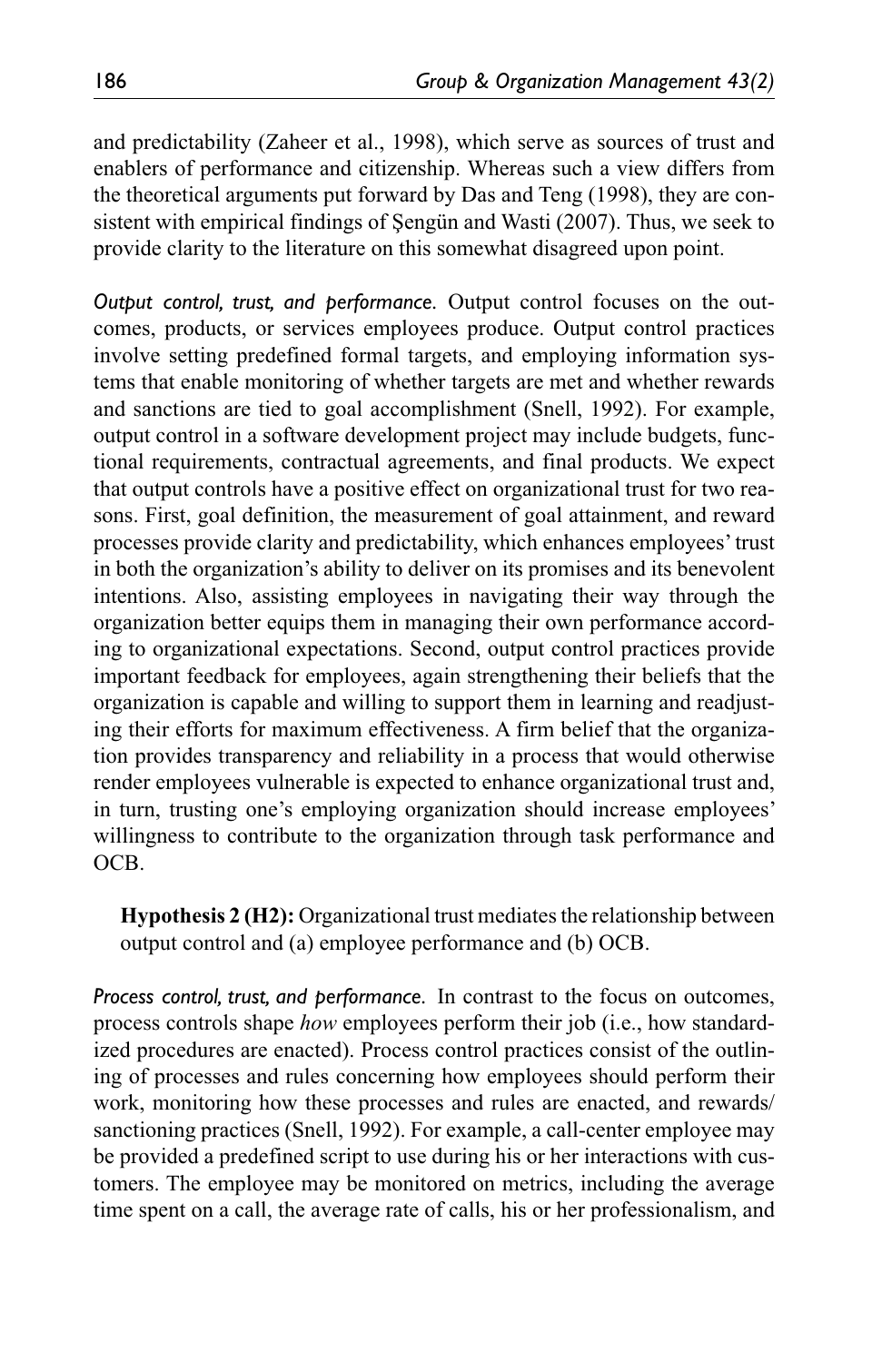and predictability (Zaheer et al., 1998), which serve as sources of trust and enablers of performance and citizenship. Whereas such a view differs from the theoretical arguments put forward by Das and Teng (1998), they are consistent with empirical findings of Şengün and Wasti (2007). Thus, we seek to provide clarity to the literature on this somewhat disagreed upon point.

*Output control, trust, and performance.* Output control focuses on the outcomes, products, or services employees produce. Output control practices involve setting predefined formal targets, and employing information systems that enable monitoring of whether targets are met and whether rewards and sanctions are tied to goal accomplishment (Snell, 1992). For example, output control in a software development project may include budgets, functional requirements, contractual agreements, and final products. We expect that output controls have a positive effect on organizational trust for two reasons. First, goal definition, the measurement of goal attainment, and reward processes provide clarity and predictability, which enhances employees' trust in both the organization's ability to deliver on its promises and its benevolent intentions. Also, assisting employees in navigating their way through the organization better equips them in managing their own performance according to organizational expectations. Second, output control practices provide important feedback for employees, again strengthening their beliefs that the organization is capable and willing to support them in learning and readjusting their efforts for maximum effectiveness. A firm belief that the organization provides transparency and reliability in a process that would otherwise render employees vulnerable is expected to enhance organizational trust and, in turn, trusting one's employing organization should increase employees' willingness to contribute to the organization through task performance and OCB.

> **Hypothesis 2 (H2):** Organizational trust mediates the relationship between output control and (a) employee performance and (b) OCB.

*Process control, trust, and performance.* In contrast to the focus on outcomes, process controls shape *how* employees perform their job (i.e., how standardized procedures are enacted). Process control practices consist of the outlining of processes and rules concerning how employees should perform their work, monitoring how these processes and rules are enacted, and rewards/sanctioning practices (Snell, 1992). For example, a call-center employee may be provided a predefined script to use during his or her interactions with customers. The employee may be monitored on metrics, including the average time spent on a call, the average rate of calls, his or her professionalism, and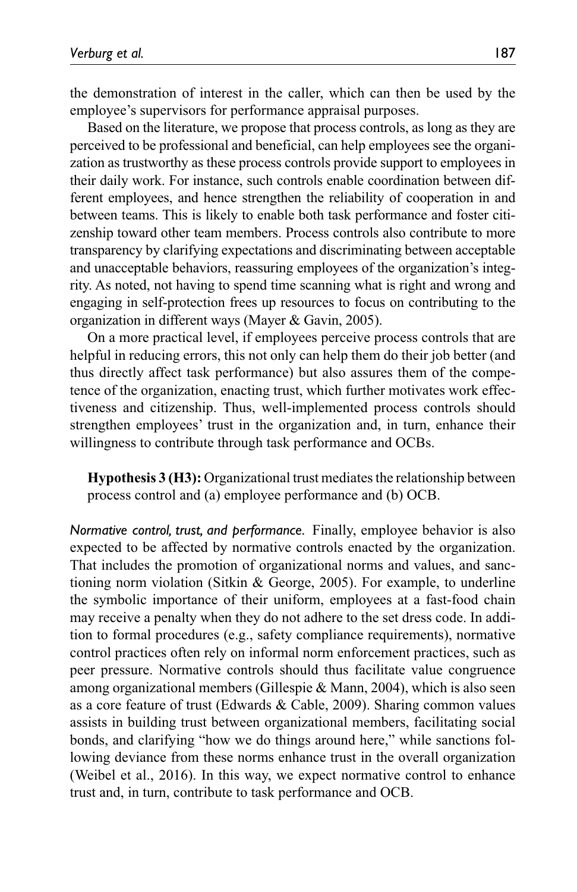the demonstration of interest in the caller, which can then be used by the employee's supervisors for performance appraisal purposes.

Based on the literature, we propose that process controls, as long as they are perceived to be professional and beneficial, can help employees see the organization as trustworthy as these process controls provide support to employees in their daily work. For instance, such controls enable coordination between different employees, and hence strengthen the reliability of cooperation in and between teams. This is likely to enable both task performance and foster citizenship toward other team members. Process controls also contribute to more transparency by clarifying expectations and discriminating between acceptable and unacceptable behaviors, reassuring employees of the organization's integrity. As noted, not having to spend time scanning what is right and wrong and engaging in self-protection frees up resources to focus on contributing to the organization in different ways (Mayer & Gavin, 2005).

On a more practical level, if employees perceive process controls that are helpful in reducing errors, this not only can help them do their job better (and thus directly affect task performance) but also assures them of the competence of the organization, enacting trust, which further motivates work effectiveness and citizenship. Thus, well-implemented process controls should strengthen employees' trust in the organization and, in turn, enhance their willingness to contribute through task performance and OCBs.

> **Hypothesis 3 (H3):** Organizational trust mediates the relationship between process control and (a) employee performance and (b) OCB.

*Normative control, trust, and performance.* Finally, employee behavior is also expected to be affected by normative controls enacted by the organization. That includes the promotion of organizational norms and values, and sanctioning norm violation (Sitkin & George, 2005). For example, to underline the symbolic importance of their uniform, employees at a fast-food chain may receive a penalty when they do not adhere to the set dress code. In addition to formal procedures (e.g., safety compliance requirements), normative control practices often rely on informal norm enforcement practices, such as peer pressure. Normative controls should thus facilitate value congruence among organizational members (Gillespie & Mann, 2004), which is also seen as a core feature of trust (Edwards & Cable, 2009). Sharing common values assists in building trust between organizational members, facilitating social bonds, and clarifying "how we do things around here," while sanctions following deviance from these norms enhance trust in the overall organization (Weibel et al., 2016). In this way, we expect normative control to enhance trust and, in turn, contribute to task performance and OCB.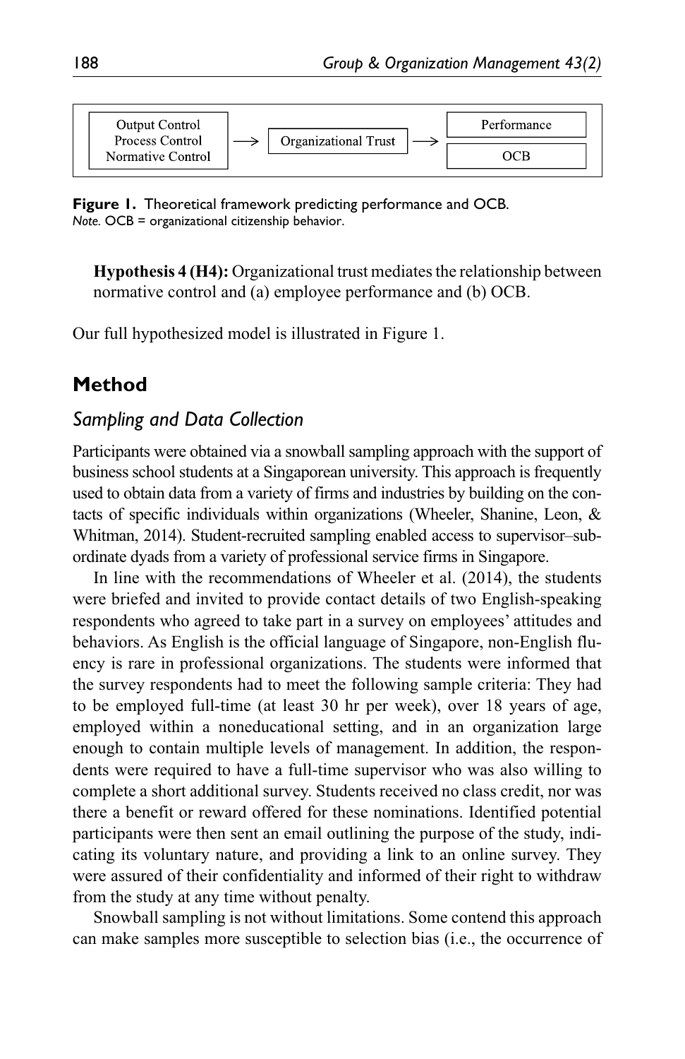| Output Control<br>Process Control<br>Normative Control | → | Organizational Trust | → | Performance<br>OCB |
|---|---|---|---|---|

**Figure 1.** Theoretical framework predicting performance and OCB.
*Note.* OCB = organizational citizenship behavior.

**Hypothesis 4 (H4):** Organizational trust mediates the relationship between normative control and (a) employee performance and (b) OCB.

Our full hypothesized model is illustrated in Figure 1.

## Method

### *Sampling and Data Collection*

Participants were obtained via a snowball sampling approach with the support of business school students at a Singaporean university. This approach is frequently used to obtain data from a variety of firms and industries by building on the contacts of specific individuals within organizations (Wheeler, Shanine, Leon, & Whitman, 2014). Student-recruited sampling enabled access to supervisor–subordinate dyads from a variety of professional service firms in Singapore.

In line with the recommendations of Wheeler et al. (2014), the students were briefed and invited to provide contact details of two English-speaking respondents who agreed to take part in a survey on employees' attitudes and behaviors. As English is the official language of Singapore, non-English fluency is rare in professional organizations. The students were informed that the survey respondents had to meet the following sample criteria: They had to be employed full-time (at least 30 hr per week), over 18 years of age, employed within a noneducational setting, and in an organization large enough to contain multiple levels of management. In addition, the respondents were required to have a full-time supervisor who was also willing to complete a short additional survey. Students received no class credit, nor was there a benefit or reward offered for these nominations. Identified potential participants were then sent an email outlining the purpose of the study, indicating its voluntary nature, and providing a link to an online survey. They were assured of their confidentiality and informed of their right to withdraw from the study at any time without penalty.

Snowball sampling is not without limitations. Some contend this approach can make samples more susceptible to selection bias (i.e., the occurrence of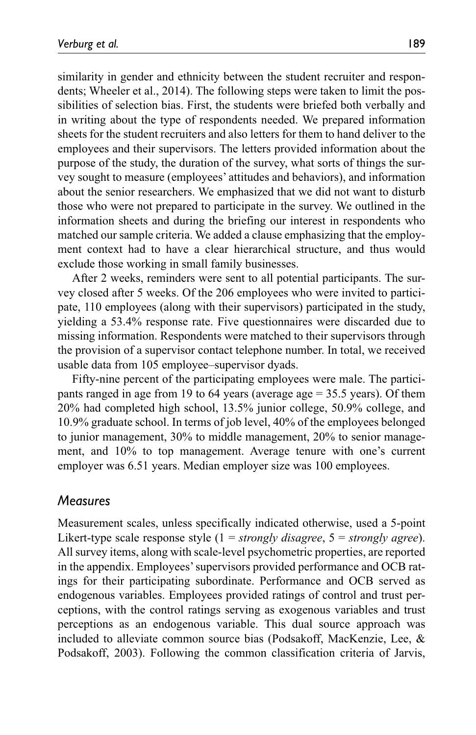similarity in gender and ethnicity between the student recruiter and respondents; Wheeler et al., 2014). The following steps were taken to limit the possibilities of selection bias. First, the students were briefed both verbally and in writing about the type of respondents needed. We prepared information sheets for the student recruiters and also letters for them to hand deliver to the employees and their supervisors. The letters provided information about the purpose of the study, the duration of the survey, what sorts of things the survey sought to measure (employees' attitudes and behaviors), and information about the senior researchers. We emphasized that we did not want to disturb those who were not prepared to participate in the survey. We outlined in the information sheets and during the briefing our interest in respondents who matched our sample criteria. We added a clause emphasizing that the employment context had to have a clear hierarchical structure, and thus would exclude those working in small family businesses.

After 2 weeks, reminders were sent to all potential participants. The survey closed after 5 weeks. Of the 206 employees who were invited to participate, 110 employees (along with their supervisors) participated in the study, yielding a 53.4% response rate. Five questionnaires were discarded due to missing information. Respondents were matched to their supervisors through the provision of a supervisor contact telephone number. In total, we received usable data from 105 employee–supervisor dyads.

Fifty-nine percent of the participating employees were male. The participants ranged in age from 19 to 64 years (average age = 35.5 years). Of them 20% had completed high school, 13.5% junior college, 50.9% college, and 10.9% graduate school. In terms of job level, 40% of the employees belonged to junior management, 30% to middle management, 20% to senior management, and 10% to top management. Average tenure with one's current employer was 6.51 years. Median employer size was 100 employees.

## *Measures*

Measurement scales, unless specifically indicated otherwise, used a 5-point Likert-type scale response style (1 = *strongly disagree*, 5 = *strongly agree*). All survey items, along with scale-level psychometric properties, are reported in the appendix. Employees' supervisors provided performance and OCB ratings for their participating subordinate. Performance and OCB served as endogenous variables. Employees provided ratings of control and trust perceptions, with the control ratings serving as exogenous variables and trust perceptions as an endogenous variable. This dual source approach was included to alleviate common source bias (Podsakoff, MacKenzie, Lee, & Podsakoff, 2003). Following the common classification criteria of Jarvis,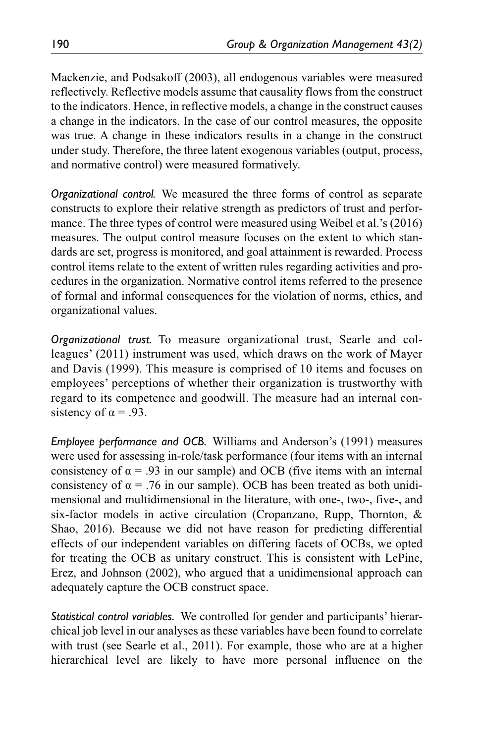Mackenzie, and Podsakoff (2003), all endogenous variables were measured reflectively. Reflective models assume that causality flows from the construct to the indicators. Hence, in reflective models, a change in the construct causes a change in the indicators. In the case of our control measures, the opposite was true. A change in these indicators results in a change in the construct under study. Therefore, the three latent exogenous variables (output, process, and normative control) were measured formatively.

*Organizational control.* We measured the three forms of control as separate constructs to explore their relative strength as predictors of trust and performance. The three types of control were measured using Weibel et al.'s (2016) measures. The output control measure focuses on the extent to which standards are set, progress is monitored, and goal attainment is rewarded. Process control items relate to the extent of written rules regarding activities and procedures in the organization. Normative control items referred to the presence of formal and informal consequences for the violation of norms, ethics, and organizational values.

*Organizational trust.* To measure organizational trust, Searle and colleagues' (2011) instrument was used, which draws on the work of Mayer and Davis (1999). This measure is comprised of 10 items and focuses on employees' perceptions of whether their organization is trustworthy with regard to its competence and goodwill. The measure had an internal consistency of $\alpha = .93$.

*Employee performance and OCB.* Williams and Anderson's (1991) measures were used for assessing in-role/task performance (four items with an internal consistency of $\alpha = .93$ in our sample) and OCB (five items with an internal consistency of $\alpha = .76$ in our sample). OCB has been treated as both unidimensional and multidimensional in the literature, with one-, two-, five-, and six-factor models in active circulation (Cropanzano, Rupp, Thornton, & Shao, 2016). Because we did not have reason for predicting differential effects of our independent variables on differing facets of OCBs, we opted for treating the OCB as unitary construct. This is consistent with LePine, Erez, and Johnson (2002), who argued that a unidimensional approach can adequately capture the OCB construct space.

*Statistical control variables.* We controlled for gender and participants' hierarchical job level in our analyses as these variables have been found to correlate with trust (see Searle et al., 2011). For example, those who are at a higher hierarchical level are likely to have more personal influence on the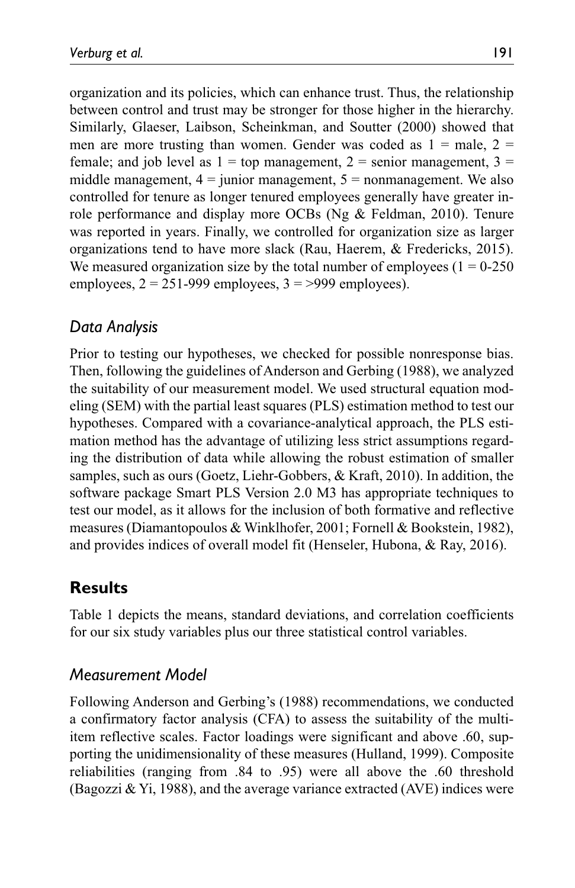organization and its policies, which can enhance trust. Thus, the relationship between control and trust may be stronger for those higher in the hierarchy. Similarly, Glaeser, Laibson, Scheinkman, and Soutter (2000) showed that men are more trusting than women. Gender was coded as 1 = male, 2 = female; and job level as 1 = top management, 2 = senior management, 3 = middle management, 4 = junior management, 5 = nonmanagement. We also controlled for tenure as longer tenured employees generally have greater in-role performance and display more OCBs (Ng & Feldman, 2010). Tenure was reported in years. Finally, we controlled for organization size as larger organizations tend to have more slack (Rau, Haerem, & Fredericks, 2015). We measured organization size by the total number of employees (1 = 0-250 employees, 2 = 251-999 employees, 3 = >999 employees).

### Data Analysis

Prior to testing our hypotheses, we checked for possible nonresponse bias. Then, following the guidelines of Anderson and Gerbing (1988), we analyzed the suitability of our measurement model. We used structural equation modeling (SEM) with the partial least squares (PLS) estimation method to test our hypotheses. Compared with a covariance-analytical approach, the PLS estimation method has the advantage of utilizing less strict assumptions regarding the distribution of data while allowing the robust estimation of smaller samples, such as ours (Goetz, Liehr-Gobbers, & Kraft, 2010). In addition, the software package Smart PLS Version 2.0 M3 has appropriate techniques to test our model, as it allows for the inclusion of both formative and reflective measures (Diamantopoulos & Winklhofer, 2001; Fornell & Bookstein, 1982), and provides indices of overall model fit (Henseler, Hubona, & Ray, 2016).

## Results

Table 1 depicts the means, standard deviations, and correlation coefficients for our six study variables plus our three statistical control variables.

### Measurement Model

Following Anderson and Gerbing's (1988) recommendations, we conducted a confirmatory factor analysis (CFA) to assess the suitability of the multi-item reflective scales. Factor loadings were significant and above .60, supporting the unidimensionality of these measures (Hulland, 1999). Composite reliabilities (ranging from .84 to .95) were all above the .60 threshold (Bagozzi & Yi, 1988), and the average variance extracted (AVE) indices were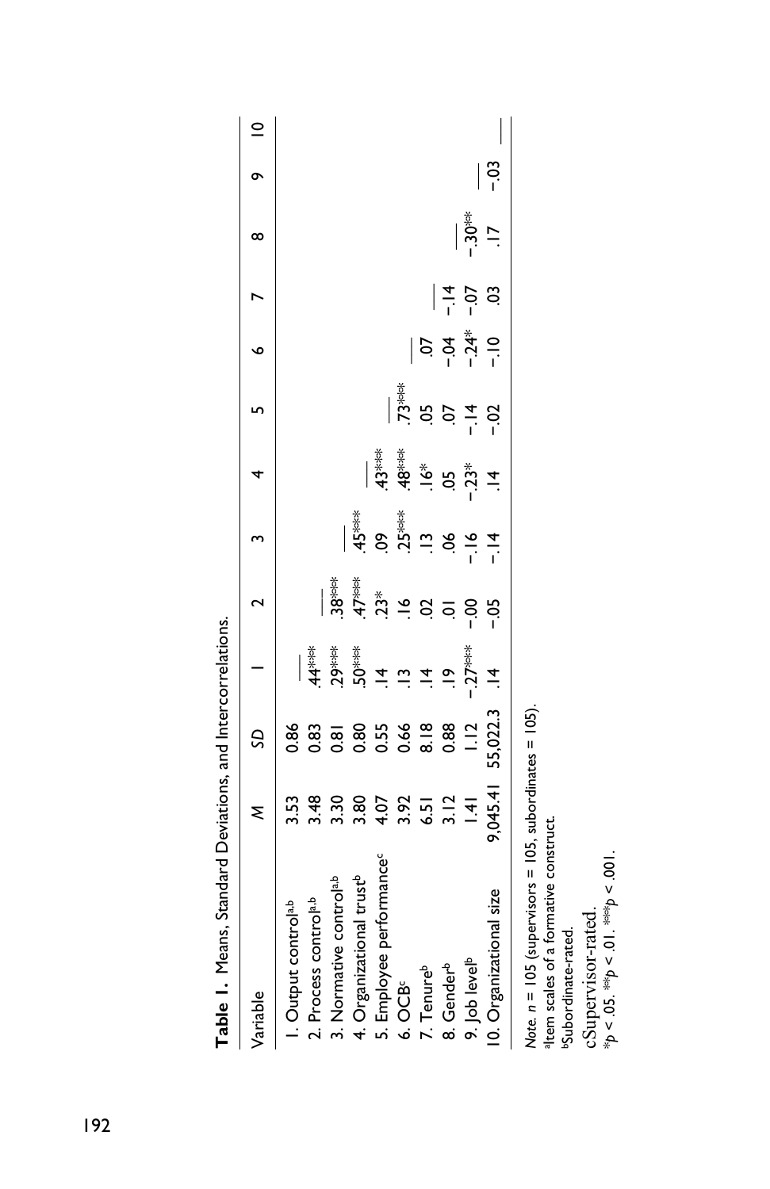**Table 1.** Means, Standard Deviations, and Intercorrelations.

| Variable | $M$ | $SD$ | 1 | 2 | 3 | 4 | 5 | 6 | 7 | 8 | 9 | 10 |
|---|---|---|---|---|---|---|---|---|---|---|---|---|
| 1. Output control[a,b] | 3.53 | 0.86 | — | | | | | | | | | |
| 2. Process control[a,b] | 3.48 | 0.83 | .44*** | — | | | | | | | | |
| 3. Normative control[a,b] | 3.30 | 0.81 | .29*** | .38*** | — | | | | | | | |
| 4. Organizational trust[b] | 3.80 | 0.80 | .50*** | .47*** | .45*** | — | | | | | | |
| 5. Employee performance[c] | 4.07 | 0.55 | .14 | .23* | .09 | .43*** | — | | | | | |
| 6. OCB[c] | 3.92 | 0.66 | .13 | .16 | .25*** | .48*** | .73*** | — | | | | |
| 7. Tenure[b] | 6.51 | 8.18 | .14 | .02 | .13 | .16* | .05 | .07 | — | | | |
| 8. Gender[b] | 3.12 | 0.88 | .19 | .01 | .06 | .05 | .07 | −.04 | −.14 | — | | |
| 9. Job level[b] | 1.41 | 1.12 | −.27*** | −.00 | −.16 | −.23* | −.14 | −.24* | −.07 | −.30** | — | |
| 10. Organizational size | 9,045.41 | 55,022.3 | .14 | −.05 | −.14 | .14 | −.02 | −.10 | .03 | .17 | −.03 | — |

*Note.* $n = 105$ (supervisors = 105, subordinates = 105).
[a]Item scales of a formative construct.
[b]Subordinate-rated.
[c]Supervisor-rated.
$^{*}p < .05$. $^{**}p < .01$. $^{***}p < .001$.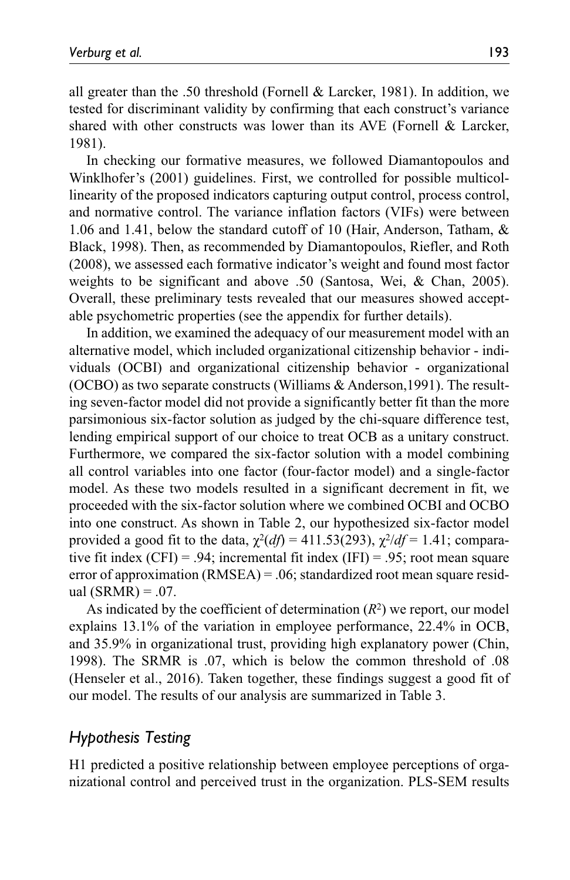all greater than the .50 threshold (Fornell & Larcker, 1981). In addition, we tested for discriminant validity by confirming that each construct's variance shared with other constructs was lower than its AVE (Fornell & Larcker, 1981).

In checking our formative measures, we followed Diamantopoulos and Winklhofer's (2001) guidelines. First, we controlled for possible multicollinearity of the proposed indicators capturing output control, process control, and normative control. The variance inflation factors (VIFs) were between 1.06 and 1.41, below the standard cutoff of 10 (Hair, Anderson, Tatham, & Black, 1998). Then, as recommended by Diamantopoulos, Riefler, and Roth (2008), we assessed each formative indicator's weight and found most factor weights to be significant and above .50 (Santosa, Wei, & Chan, 2005). Overall, these preliminary tests revealed that our measures showed acceptable psychometric properties (see the appendix for further details).

In addition, we examined the adequacy of our measurement model with an alternative model, which included organizational citizenship behavior - individuals (OCBI) and organizational citizenship behavior - organizational (OCBO) as two separate constructs (Williams & Anderson,1991). The resulting seven-factor model did not provide a significantly better fit than the more parsimonious six-factor solution as judged by the chi-square difference test, lending empirical support of our choice to treat OCB as a unitary construct. Furthermore, we compared the six-factor solution with a model combining all control variables into one factor (four-factor model) and a single-factor model. As these two models resulted in a significant decrement in fit, we proceeded with the six-factor solution where we combined OCBI and OCBO into one construct. As shown in Table 2, our hypothesized six-factor model provided a good fit to the data, $\chi^2(df) = 411.53(293)$, $\chi^2/df = 1.41$; comparative fit index (CFI) = .94; incremental fit index (IFI) = .95; root mean square error of approximation (RMSEA) = .06; standardized root mean square residual (SRMR) = .07.

As indicated by the coefficient of determination ($R^2$) we report, our model explains 13.1% of the variation in employee performance, 22.4% in OCB, and 35.9% in organizational trust, providing high explanatory power (Chin, 1998). The SRMR is .07, which is below the common threshold of .08 (Henseler et al., 2016). Taken together, these findings suggest a good fit of our model. The results of our analysis are summarized in Table 3.

## *Hypothesis Testing*

H1 predicted a positive relationship between employee perceptions of organizational control and perceived trust in the organization. PLS-SEM results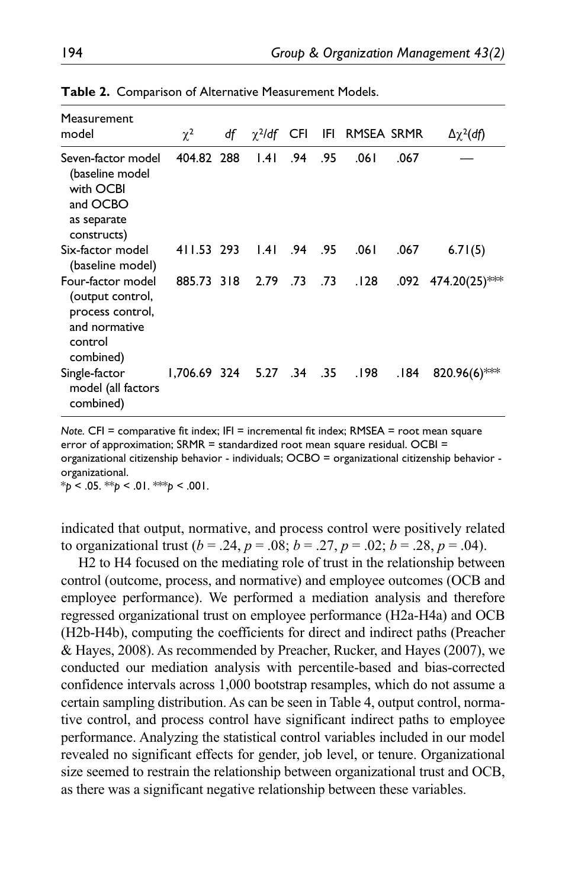**Table 2.** Comparison of Alternative Measurement Models.

| Measurement model | $\chi^2$ | *df* | $\chi^2/df$ | CFI | IFI | RMSEA | SRMR | $\Delta\chi^2(df)$ |
|---|---|---|---|---|---|---|---|---|
| Seven-factor model (baseline model with OCBI and OCBO as separate constructs) | 404.82 | 288 | 1.41 | .94 | .95 | .061 | .067 | — |
| Six-factor model (baseline model) | 411.53 | 293 | 1.41 | .94 | .95 | .061 | .067 | 6.71(5) |
| Four-factor model (output control, process control, and normative control combined) | 885.73 | 318 | 2.79 | .73 | .73 | .128 | .092 | 474.20(25)*** |
| Single-factor model (all factors combined) | 1,706.69 | 324 | 5.27 | .34 | .35 | .198 | .184 | 820.96(6)*** |

*Note.* CFI = comparative fit index; IFI = incremental fit index; RMSEA = root mean square error of approximation; SRMR = standardized root mean square residual. OCBI = organizational citizenship behavior - individuals; OCBO = organizational citizenship behavior - organizational.

*$p < .05$. **$p < .01$. ***$p < .001$.

indicated that output, normative, and process control were positively related to organizational trust ($b = .24$, $p = .08$; $b = .27$, $p = .02$; $b = .28$, $p = .04$).

H2 to H4 focused on the mediating role of trust in the relationship between control (outcome, process, and normative) and employee outcomes (OCB and employee performance). We performed a mediation analysis and therefore regressed organizational trust on employee performance (H2a-H4a) and OCB (H2b-H4b), computing the coefficients for direct and indirect paths (Preacher & Hayes, 2008). As recommended by Preacher, Rucker, and Hayes (2007), we conducted our mediation analysis with percentile-based and bias-corrected confidence intervals across 1,000 bootstrap resamples, which do not assume a certain sampling distribution. As can be seen in Table 4, output control, normative control, and process control have significant indirect paths to employee performance. Analyzing the statistical control variables included in our model revealed no significant effects for gender, job level, or tenure. Organizational size seemed to restrain the relationship between organizational trust and OCB, as there was a significant negative relationship between these variables.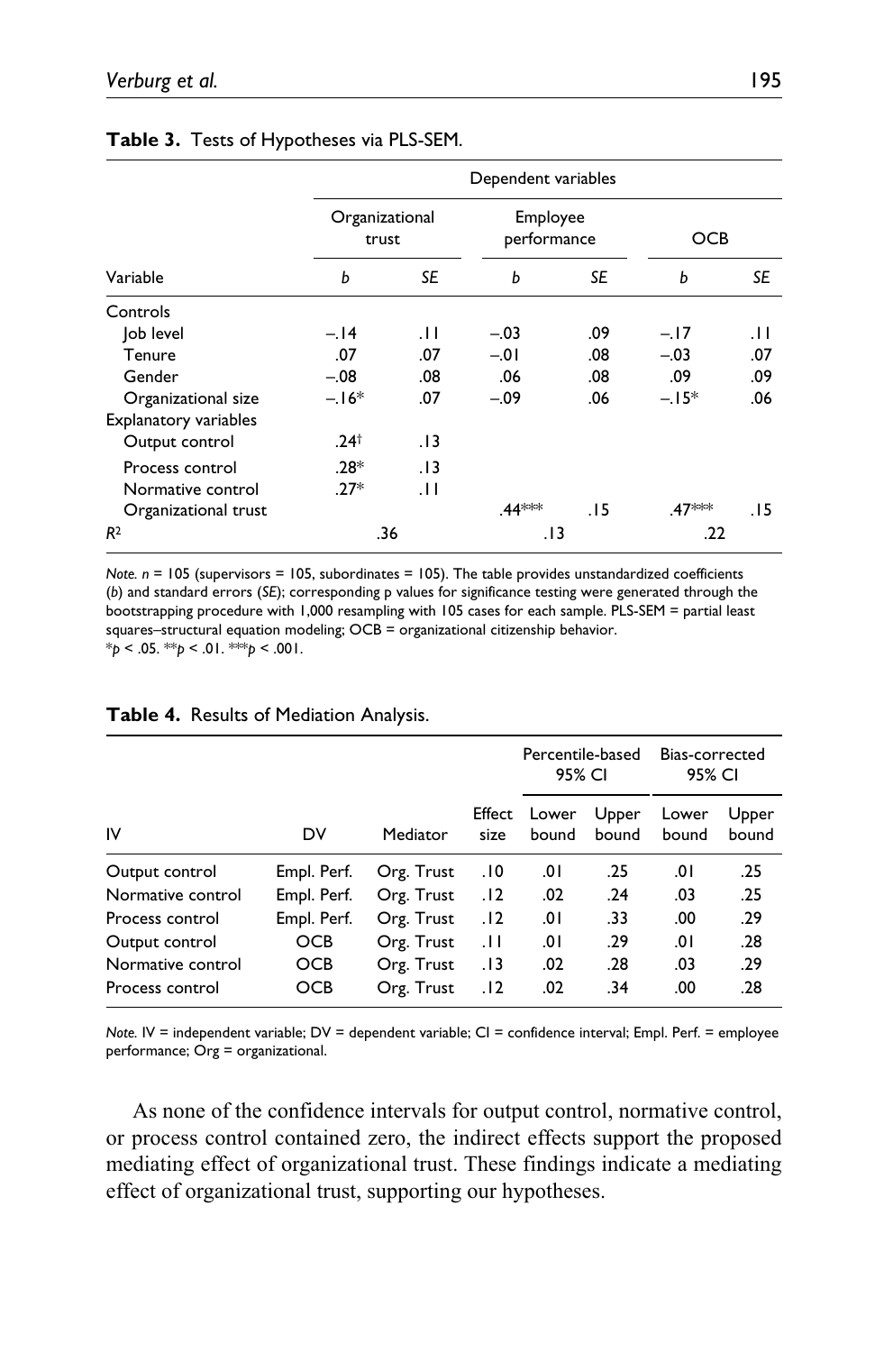**Table 3.** Tests of Hypotheses via PLS-SEM.

| | Dependent variables | | | | | |
|---|---|---|---|---|---|---|
| | Organizational trust | | Employee performance | | OCB | |
| Variable | *b* | *SE* | *b* | *SE* | *b* | *SE* |
| Controls | | | | | | |
| Job level | −.14 | .11 | −.03 | .09 | −.17 | .11 |
| Tenure | .07 | .07 | −.01 | .08 | −.03 | .07 |
| Gender | −.08 | .08 | .06 | .08 | .09 | .09 |
| Organizational size | −.16* | .07 | −.09 | .06 | −.15* | .06 |
| Explanatory variables | | | | | | |
| Output control | .24† | .13 | | | | |
| Process control | .28* | .13 | | | | |
| Normative control | .27* | .11 | | | | |
| Organizational trust | | | .44*** | .15 | .47*** | .15 |
| $R^2$ | .36 | | .13 | | .22 | |

*Note. n* = 105 (supervisors = 105, subordinates = 105). The table provides unstandardized coefficients (*b*) and standard errors (*SE*); corresponding p values for significance testing were generated through the bootstrapping procedure with 1,000 resampling with 105 cases for each sample. PLS-SEM = partial least squares–structural equation modeling; OCB = organizational citizenship behavior.
*$p < .05$. **$p < .01$. ***$p < .001$.

**Table 4.** Results of Mediation Analysis.

| | | | | Percentile-based 95% CI | | Bias-corrected 95% CI | |
|---|---|---|---|---|---|---|---|
| IV | DV | Mediator | Effect size | Lower bound | Upper bound | Lower bound | Upper bound |
| Output control | Empl. Perf. | Org. Trust | .10 | .01 | .25 | .01 | .25 |
| Normative control | Empl. Perf. | Org. Trust | .12 | .02 | .24 | .03 | .25 |
| Process control | Empl. Perf. | Org. Trust | .12 | .01 | .33 | .00 | .29 |
| Output control | OCB | Org. Trust | .11 | .01 | .29 | .01 | .28 |
| Normative control | OCB | Org. Trust | .13 | .02 | .28 | .03 | .29 |
| Process control | OCB | Org. Trust | .12 | .02 | .34 | .00 | .28 |

*Note.* IV = independent variable; DV = dependent variable; CI = confidence interval; Empl. Perf. = employee performance; Org = organizational.

As none of the confidence intervals for output control, normative control, or process control contained zero, the indirect effects support the proposed mediating effect of organizational trust. These findings indicate a mediating effect of organizational trust, supporting our hypotheses.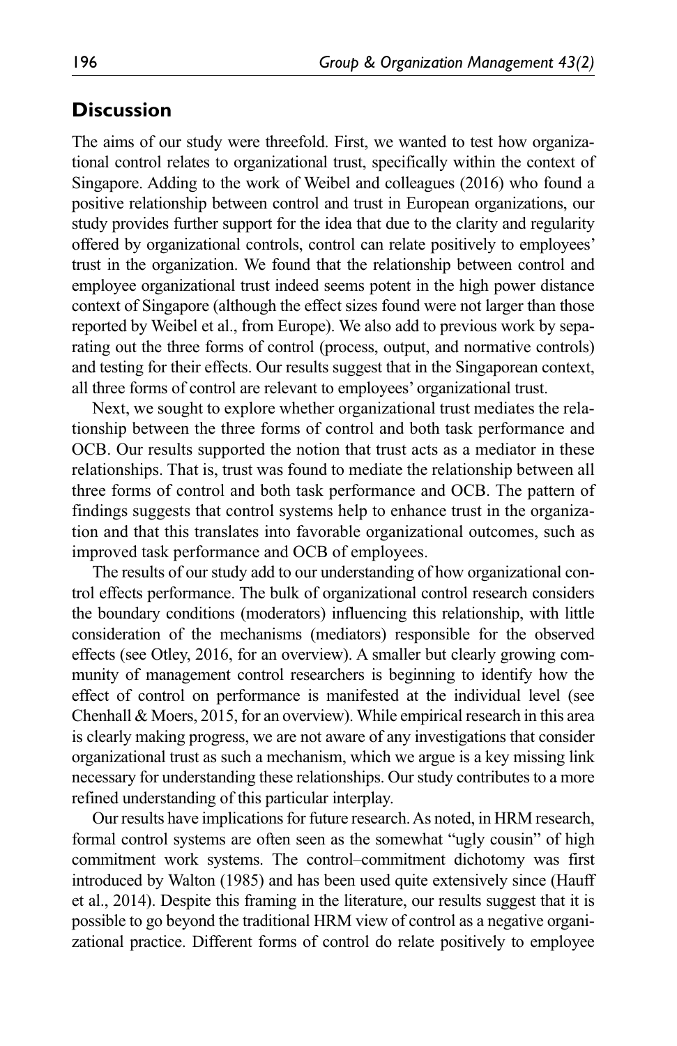## Discussion

The aims of our study were threefold. First, we wanted to test how organizational control relates to organizational trust, specifically within the context of Singapore. Adding to the work of Weibel and colleagues (2016) who found a positive relationship between control and trust in European organizations, our study provides further support for the idea that due to the clarity and regularity offered by organizational controls, control can relate positively to employees' trust in the organization. We found that the relationship between control and employee organizational trust indeed seems potent in the high power distance context of Singapore (although the effect sizes found were not larger than those reported by Weibel et al., from Europe). We also add to previous work by separating out the three forms of control (process, output, and normative controls) and testing for their effects. Our results suggest that in the Singaporean context, all three forms of control are relevant to employees' organizational trust.

Next, we sought to explore whether organizational trust mediates the relationship between the three forms of control and both task performance and OCB. Our results supported the notion that trust acts as a mediator in these relationships. That is, trust was found to mediate the relationship between all three forms of control and both task performance and OCB. The pattern of findings suggests that control systems help to enhance trust in the organization and that this translates into favorable organizational outcomes, such as improved task performance and OCB of employees.

The results of our study add to our understanding of how organizational control effects performance. The bulk of organizational control research considers the boundary conditions (moderators) influencing this relationship, with little consideration of the mechanisms (mediators) responsible for the observed effects (see Otley, 2016, for an overview). A smaller but clearly growing community of management control researchers is beginning to identify how the effect of control on performance is manifested at the individual level (see Chenhall & Moers, 2015, for an overview). While empirical research in this area is clearly making progress, we are not aware of any investigations that consider organizational trust as such a mechanism, which we argue is a key missing link necessary for understanding these relationships. Our study contributes to a more refined understanding of this particular interplay.

Our results have implications for future research. As noted, in HRM research, formal control systems are often seen as the somewhat "ugly cousin" of high commitment work systems. The control–commitment dichotomy was first introduced by Walton (1985) and has been used quite extensively since (Hauff et al., 2014). Despite this framing in the literature, our results suggest that it is possible to go beyond the traditional HRM view of control as a negative organizational practice. Different forms of control do relate positively to employee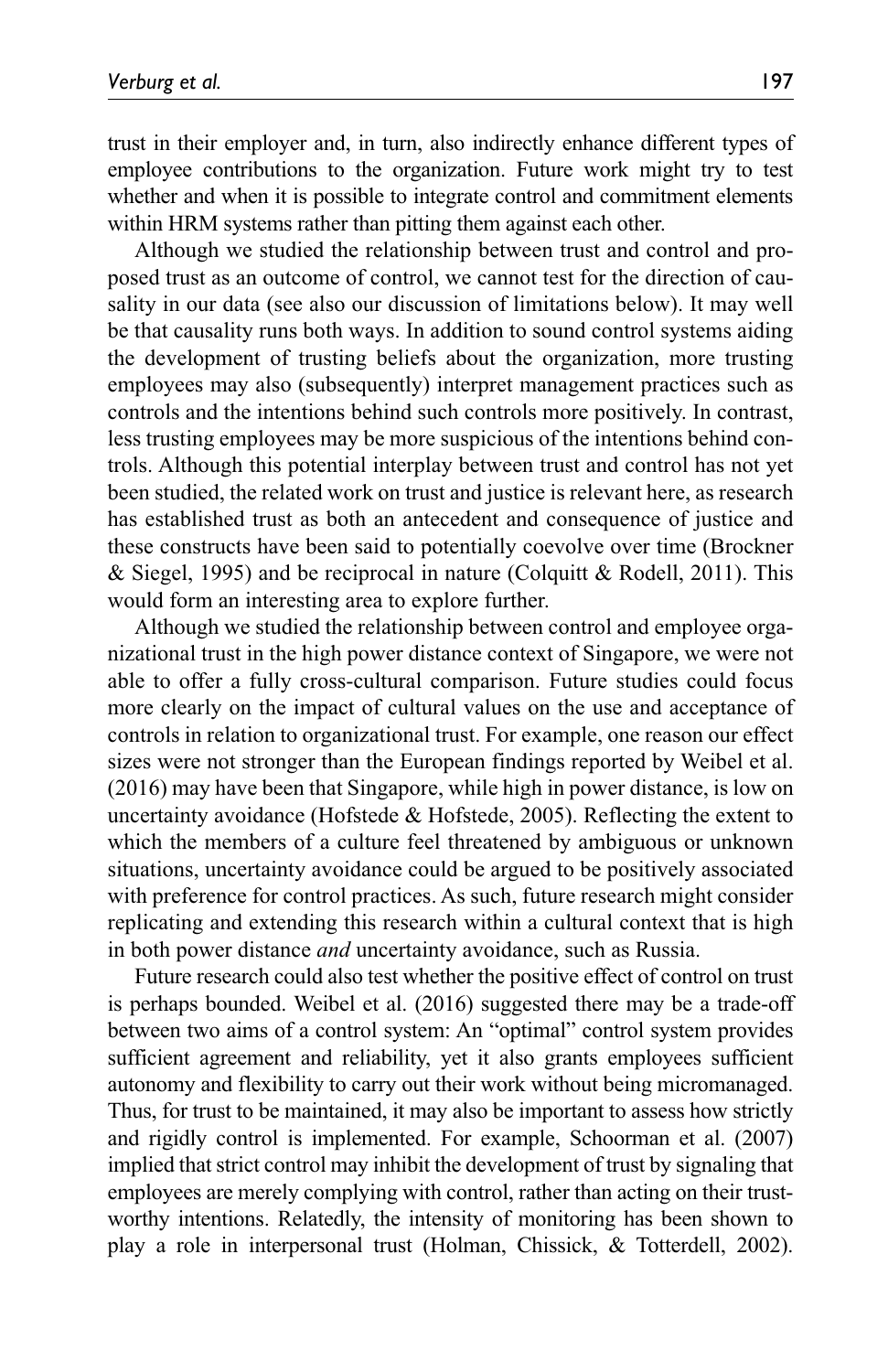trust in their employer and, in turn, also indirectly enhance different types of employee contributions to the organization. Future work might try to test whether and when it is possible to integrate control and commitment elements within HRM systems rather than pitting them against each other.

Although we studied the relationship between trust and control and proposed trust as an outcome of control, we cannot test for the direction of causality in our data (see also our discussion of limitations below). It may well be that causality runs both ways. In addition to sound control systems aiding the development of trusting beliefs about the organization, more trusting employees may also (subsequently) interpret management practices such as controls and the intentions behind such controls more positively. In contrast, less trusting employees may be more suspicious of the intentions behind controls. Although this potential interplay between trust and control has not yet been studied, the related work on trust and justice is relevant here, as research has established trust as both an antecedent and consequence of justice and these constructs have been said to potentially coevolve over time (Brockner & Siegel, 1995) and be reciprocal in nature (Colquitt & Rodell, 2011). This would form an interesting area to explore further.

Although we studied the relationship between control and employee organizational trust in the high power distance context of Singapore, we were not able to offer a fully cross-cultural comparison. Future studies could focus more clearly on the impact of cultural values on the use and acceptance of controls in relation to organizational trust. For example, one reason our effect sizes were not stronger than the European findings reported by Weibel et al. (2016) may have been that Singapore, while high in power distance, is low on uncertainty avoidance (Hofstede & Hofstede, 2005). Reflecting the extent to which the members of a culture feel threatened by ambiguous or unknown situations, uncertainty avoidance could be argued to be positively associated with preference for control practices. As such, future research might consider replicating and extending this research within a cultural context that is high in both power distance *and* uncertainty avoidance, such as Russia.

Future research could also test whether the positive effect of control on trust is perhaps bounded. Weibel et al. (2016) suggested there may be a trade-off between two aims of a control system: An "optimal" control system provides sufficient agreement and reliability, yet it also grants employees sufficient autonomy and flexibility to carry out their work without being micromanaged. Thus, for trust to be maintained, it may also be important to assess how strictly and rigidly control is implemented. For example, Schoorman et al. (2007) implied that strict control may inhibit the development of trust by signaling that employees are merely complying with control, rather than acting on their trustworthy intentions. Relatedly, the intensity of monitoring has been shown to play a role in interpersonal trust (Holman, Chissick, & Totterdell, 2002).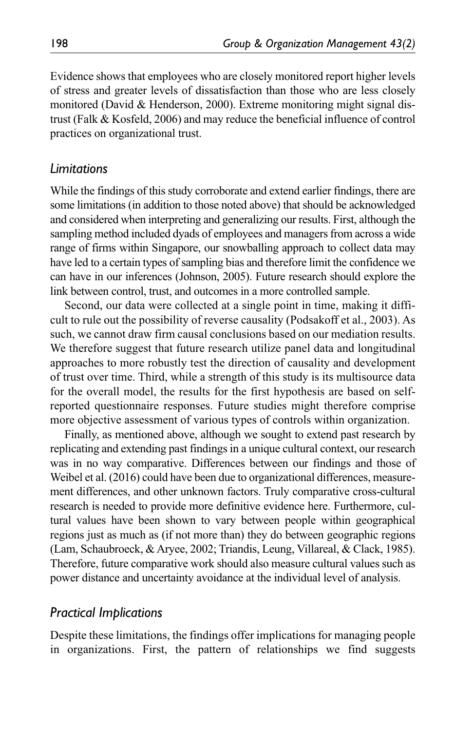Evidence shows that employees who are closely monitored report higher levels of stress and greater levels of dissatisfaction than those who are less closely monitored (David & Henderson, 2000). Extreme monitoring might signal distrust (Falk & Kosfeld, 2006) and may reduce the beneficial influence of control practices on organizational trust.

### *Limitations*

While the findings of this study corroborate and extend earlier findings, there are some limitations (in addition to those noted above) that should be acknowledged and considered when interpreting and generalizing our results. First, although the sampling method included dyads of employees and managers from across a wide range of firms within Singapore, our snowballing approach to collect data may have led to a certain types of sampling bias and therefore limit the confidence we can have in our inferences (Johnson, 2005). Future research should explore the link between control, trust, and outcomes in a more controlled sample.

Second, our data were collected at a single point in time, making it difficult to rule out the possibility of reverse causality (Podsakoff et al., 2003). As such, we cannot draw firm causal conclusions based on our mediation results. We therefore suggest that future research utilize panel data and longitudinal approaches to more robustly test the direction of causality and development of trust over time. Third, while a strength of this study is its multisource data for the overall model, the results for the first hypothesis are based on self-reported questionnaire responses. Future studies might therefore comprise more objective assessment of various types of controls within organization.

Finally, as mentioned above, although we sought to extend past research by replicating and extending past findings in a unique cultural context, our research was in no way comparative. Differences between our findings and those of Weibel et al. (2016) could have been due to organizational differences, measurement differences, and other unknown factors. Truly comparative cross-cultural research is needed to provide more definitive evidence here. Furthermore, cultural values have been shown to vary between people within geographical regions just as much as (if not more than) they do between geographic regions (Lam, Schaubroeck, & Aryee, 2002; Triandis, Leung, Villareal, & Clack, 1985). Therefore, future comparative work should also measure cultural values such as power distance and uncertainty avoidance at the individual level of analysis.

### *Practical Implications*

Despite these limitations, the findings offer implications for managing people in organizations. First, the pattern of relationships we find suggests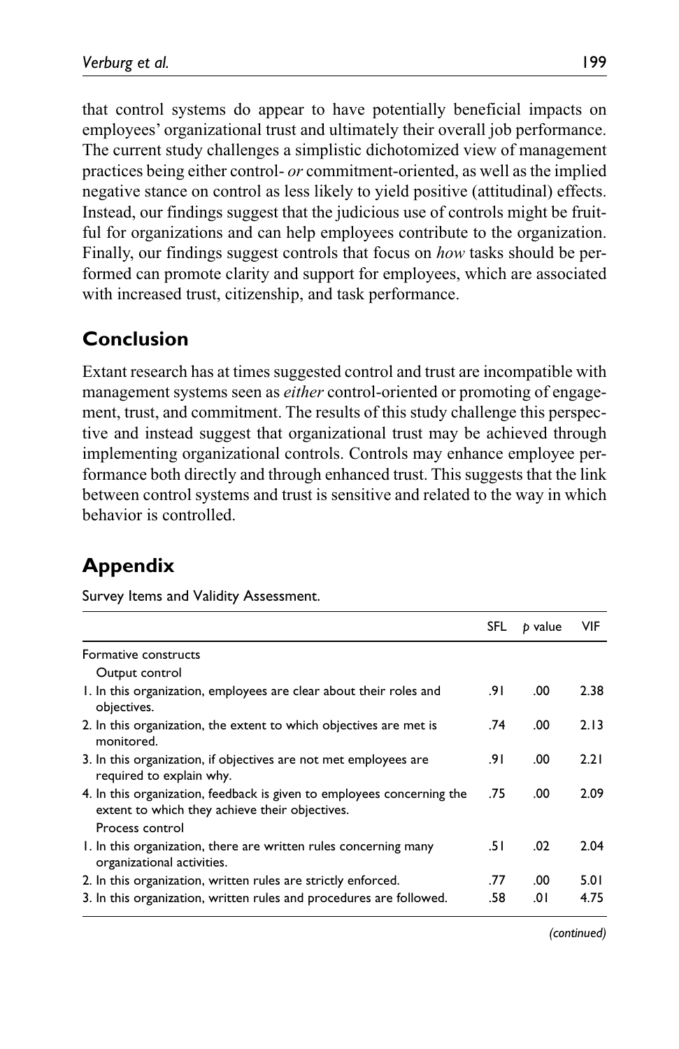that control systems do appear to have potentially beneficial impacts on employees' organizational trust and ultimately their overall job performance. The current study challenges a simplistic dichotomized view of management practices being either control- *or* commitment-oriented, as well as the implied negative stance on control as less likely to yield positive (attitudinal) effects. Instead, our findings suggest that the judicious use of controls might be fruitful for organizations and can help employees contribute to the organization. Finally, our findings suggest controls that focus on *how* tasks should be performed can promote clarity and support for employees, which are associated with increased trust, citizenship, and task performance.

## Conclusion

Extant research has at times suggested control and trust are incompatible with management systems seen as *either* control-oriented or promoting of engagement, trust, and commitment. The results of this study challenge this perspective and instead suggest that organizational trust may be achieved through implementing organizational controls. Controls may enhance employee performance both directly and through enhanced trust. This suggests that the link between control systems and trust is sensitive and related to the way in which behavior is controlled.

## Appendix

Survey Items and Validity Assessment.

| | SFL | *p* value | VIF |
|---|---|---|---|
| Formative constructs | | | |
| Output control | | | |
| 1. In this organization, employees are clear about their roles and objectives. | .91 | .00 | 2.38 |
| 2. In this organization, the extent to which objectives are met is monitored. | .74 | .00 | 2.13 |
| 3. In this organization, if objectives are not met employees are required to explain why. | .91 | .00 | 2.21 |
| 4. In this organization, feedback is given to employees concerning the extent to which they achieve their objectives. | .75 | .00 | 2.09 |
| Process control | | | |
| 1. In this organization, there are written rules concerning many organizational activities. | .51 | .02 | 2.04 |
| 2. In this organization, written rules are strictly enforced. | .77 | .00 | 5.01 |
| 3. In this organization, written rules and procedures are followed. | .58 | .01 | 4.75 |

*(continued)*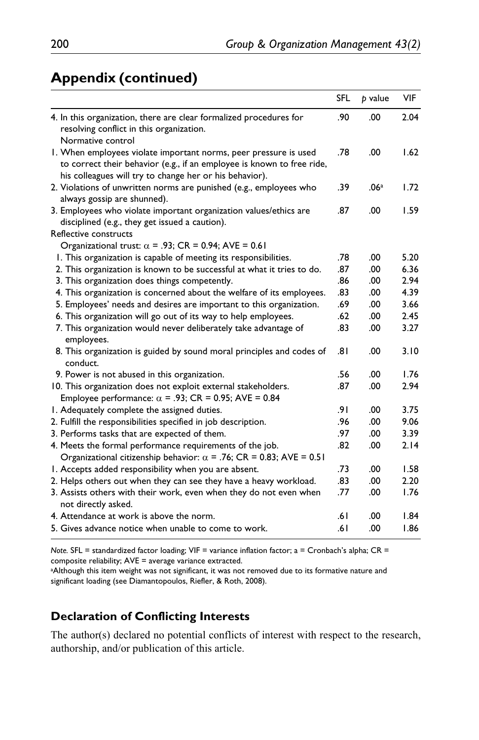## Appendix (continued)

| | SFL | *p* value | VIF |
|---|---|---|---|
| 4. In this organization, there are clear formalized procedures for resolving conflict in this organization. | .90 | .00 | 2.04 |
| Normative control | | | |
| 1. When employees violate important norms, peer pressure is used to correct their behavior (e.g., if an employee is known to free ride, his colleagues will try to change her or his behavior). | .78 | .00 | 1.62 |
| 2. Violations of unwritten norms are punished (e.g., employees who always gossip are shunned). | .39 | .06[a] | 1.72 |
| 3. Employees who violate important organization values/ethics are disciplined (e.g., they get issued a caution). | .87 | .00 | 1.59 |
| Reflective constructs | | | |
| Organizational trust: $\alpha$ = .93; CR = 0.94; AVE = 0.61 | | | |
| 1. This organization is capable of meeting its responsibilities. | .78 | .00 | 5.20 |
| 2. This organization is known to be successful at what it tries to do. | .87 | .00 | 6.36 |
| 3. This organization does things competently. | .86 | .00 | 2.94 |
| 4. This organization is concerned about the welfare of its employees. | .83 | .00 | 4.39 |
| 5. Employees' needs and desires are important to this organization. | .69 | .00 | 3.66 |
| 6. This organization will go out of its way to help employees. | .62 | .00 | 2.45 |
| 7. This organization would never deliberately take advantage of employees. | .83 | .00 | 3.27 |
| 8. This organization is guided by sound moral principles and codes of conduct. | .81 | .00 | 3.10 |
| 9. Power is not abused in this organization. | .56 | .00 | 1.76 |
| 10. This organization does not exploit external stakeholders. | .87 | .00 | 2.94 |
| Employee performance: $\alpha$ = .93; CR = 0.95; AVE = 0.84 | | | |
| 1. Adequately complete the assigned duties. | .91 | .00 | 3.75 |
| 2. Fulfill the responsibilities specified in job description. | .96 | .00 | 9.06 |
| 3. Performs tasks that are expected of them. | .97 | .00 | 3.39 |
| 4. Meets the formal performance requirements of the job. | .82 | .00 | 2.14 |
| Organizational citizenship behavior: $\alpha$ = .76; CR = 0.83; AVE = 0.51 | | | |
| 1. Accepts added responsibility when you are absent. | .73 | .00 | 1.58 |
| 2. Helps others out when they can see they have a heavy workload. | .83 | .00 | 2.20 |
| 3. Assists others with their work, even when they do not even when not directly asked. | .77 | .00 | 1.76 |
| 4. Attendance at work is above the norm. | .61 | .00 | 1.84 |
| 5. Gives advance notice when unable to come to work. | .61 | .00 | 1.86 |

*Note.* SFL = standardized factor loading; VIF = variance inflation factor; a = Cronbach's alpha; CR = composite reliability; AVE = average variance extracted.
[a]Although this item weight was not significant, it was not removed due to its formative nature and significant loading (see Diamantopoulos, Riefler, & Roth, 2008).

### Declaration of Conflicting Interests

The author(s) declared no potential conflicts of interest with respect to the research, authorship, and/or publication of this article.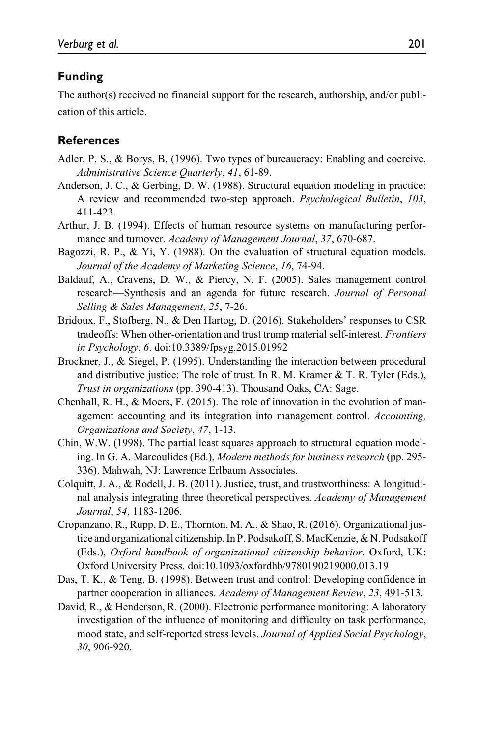## Funding

The author(s) received no financial support for the research, authorship, and/or publication of this article.

## References

Adler, P. S., & Borys, B. (1996). Two types of bureaucracy: Enabling and coercive. *Administrative Science Quarterly*, *41*, 61-89.

Anderson, J. C., & Gerbing, D. W. (1988). Structural equation modeling in practice: A review and recommended two-step approach. *Psychological Bulletin*, *103*, 411-423.

Arthur, J. B. (1994). Effects of human resource systems on manufacturing performance and turnover. *Academy of Management Journal*, *37*, 670-687.

Bagozzi, R. P., & Yi, Y. (1988). On the evaluation of structural equation models. *Journal of the Academy of Marketing Science*, *16*, 74-94.

Baldauf, A., Cravens, D. W., & Piercy, N. F. (2005). Sales management control research—Synthesis and an agenda for future research. *Journal of Personal Selling & Sales Management*, *25*, 7-26.

Bridoux, F., Stofberg, N., & Den Hartog, D. (2016). Stakeholders' responses to CSR tradeoffs: When other-orientation and trust trump material self-interest. *Frontiers in Psychology*, *6*. doi:10.3389/fpsyg.2015.01992

Brockner, J., & Siegel, P. (1995). Understanding the interaction between procedural and distributive justice: The role of trust. In R. M. Kramer & T. R. Tyler (Eds.), *Trust in organizations* (pp. 390-413). Thousand Oaks, CA: Sage.

Chenhall, R. H., & Moers, F. (2015). The role of innovation in the evolution of management accounting and its integration into management control. *Accounting, Organizations and Society*, *47*, 1-13.

Chin, W.W. (1998). The partial least squares approach to structural equation modeling. In G. A. Marcoulides (Ed.), *Modern methods for business research* (pp. 295-336). Mahwah, NJ: Lawrence Erlbaum Associates.

Colquitt, J. A., & Rodell, J. B. (2011). Justice, trust, and trustworthiness: A longitudinal analysis integrating three theoretical perspectives. *Academy of Management Journal*, *54*, 1183-1206.

Cropanzano, R., Rupp, D. E., Thornton, M. A., & Shao, R. (2016). Organizational justice and organizational citizenship. In P. Podsakoff, S. MacKenzie, & N. Podsakoff (Eds.), *Oxford handbook of organizational citizenship behavior*. Oxford, UK: Oxford University Press. doi:10.1093/oxfordhb/9780190219000.013.19

Das, T. K., & Teng, B. (1998). Between trust and control: Developing confidence in partner cooperation in alliances. *Academy of Management Review*, *23*, 491-513.

David, R., & Henderson, R. (2000). Electronic performance monitoring: A laboratory investigation of the influence of monitoring and difficulty on task performance, mood state, and self-reported stress levels. *Journal of Applied Social Psychology*, *30*, 906-920.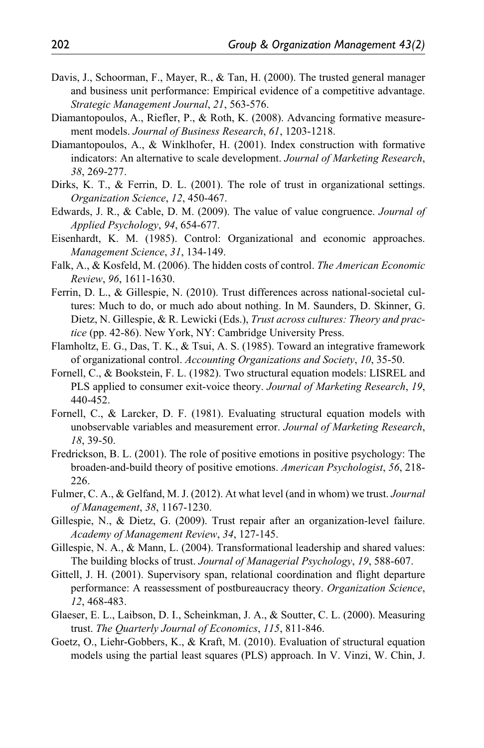Davis, J., Schoorman, F., Mayer, R., & Tan, H. (2000). The trusted general manager and business unit performance: Empirical evidence of a competitive advantage. *Strategic Management Journal*, *21*, 563-576.

Diamantopoulos, A., Riefler, P., & Roth, K. (2008). Advancing formative measurement models. *Journal of Business Research*, *61*, 1203-1218.

Diamantopoulos, A., & Winklhofer, H. (2001). Index construction with formative indicators: An alternative to scale development. *Journal of Marketing Research*, *38*, 269-277.

Dirks, K. T., & Ferrin, D. L. (2001). The role of trust in organizational settings. *Organization Science*, *12*, 450-467.

Edwards, J. R., & Cable, D. M. (2009). The value of value congruence. *Journal of Applied Psychology*, *94*, 654-677.

Eisenhardt, K. M. (1985). Control: Organizational and economic approaches. *Management Science*, *31*, 134-149.

Falk, A., & Kosfeld, M. (2006). The hidden costs of control. *The American Economic Review*, *96*, 1611-1630.

Ferrin, D. L., & Gillespie, N. (2010). Trust differences across national-societal cultures: Much to do, or much ado about nothing. In M. Saunders, D. Skinner, G. Dietz, N. Gillespie, & R. Lewicki (Eds.), *Trust across cultures: Theory and practice* (pp. 42-86). New York, NY: Cambridge University Press.

Flamholtz, E. G., Das, T. K., & Tsui, A. S. (1985). Toward an integrative framework of organizational control. *Accounting Organizations and Society*, *10*, 35-50.

Fornell, C., & Bookstein, F. L. (1982). Two structural equation models: LISREL and PLS applied to consumer exit-voice theory. *Journal of Marketing Research*, *19*, 440-452.

Fornell, C., & Larcker, D. F. (1981). Evaluating structural equation models with unobservable variables and measurement error. *Journal of Marketing Research*, *18*, 39-50.

Fredrickson, B. L. (2001). The role of positive emotions in positive psychology: The broaden-and-build theory of positive emotions. *American Psychologist*, *56*, 218-226.

Fulmer, C. A., & Gelfand, M. J. (2012). At what level (and in whom) we trust. *Journal of Management*, *38*, 1167-1230.

Gillespie, N., & Dietz, G. (2009). Trust repair after an organization-level failure. *Academy of Management Review*, *34*, 127-145.

Gillespie, N. A., & Mann, L. (2004). Transformational leadership and shared values: The building blocks of trust. *Journal of Managerial Psychology*, *19*, 588-607.

Gittell, J. H. (2001). Supervisory span, relational coordination and flight departure performance: A reassessment of postbureaucracy theory. *Organization Science*, *12*, 468-483.

Glaeser, E. L., Laibson, D. I., Scheinkman, J. A., & Soutter, C. L. (2000). Measuring trust. *The Quarterly Journal of Economics*, *115*, 811-846.

Goetz, O., Liehr-Gobbers, K., & Kraft, M. (2010). Evaluation of structural equation models using the partial least squares (PLS) approach. In V. Vinzi, W. Chin, J.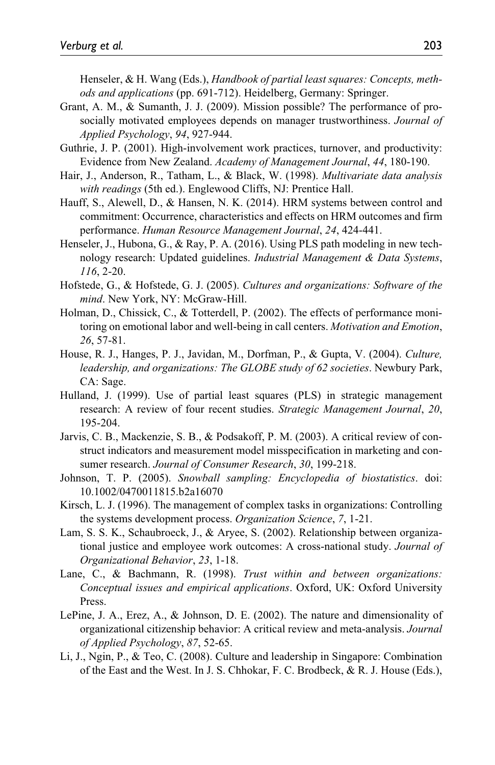Henseler, & H. Wang (Eds.), *Handbook of partial least squares: Concepts, methods and applications* (pp. 691-712). Heidelberg, Germany: Springer.

Grant, A. M., & Sumanth, J. J. (2009). Mission possible? The performance of prosocially motivated employees depends on manager trustworthiness. *Journal of Applied Psychology*, *94*, 927-944.

Guthrie, J. P. (2001). High-involvement work practices, turnover, and productivity: Evidence from New Zealand. *Academy of Management Journal*, *44*, 180-190.

Hair, J., Anderson, R., Tatham, L., & Black, W. (1998). *Multivariate data analysis with readings* (5th ed.). Englewood Cliffs, NJ: Prentice Hall.

Hauff, S., Alewell, D., & Hansen, N. K. (2014). HRM systems between control and commitment: Occurrence, characteristics and effects on HRM outcomes and firm performance. *Human Resource Management Journal*, *24*, 424-441.

Henseler, J., Hubona, G., & Ray, P. A. (2016). Using PLS path modeling in new technology research: Updated guidelines. *Industrial Management & Data Systems*, *116*, 2-20.

Hofstede, G., & Hofstede, G. J. (2005). *Cultures and organizations: Software of the mind*. New York, NY: McGraw-Hill.

Holman, D., Chissick, C., & Totterdell, P. (2002). The effects of performance monitoring on emotional labor and well-being in call centers. *Motivation and Emotion*, *26*, 57-81.

House, R. J., Hanges, P. J., Javidan, M., Dorfman, P., & Gupta, V. (2004). *Culture, leadership, and organizations: The GLOBE study of 62 societies*. Newbury Park, CA: Sage.

Hulland, J. (1999). Use of partial least squares (PLS) in strategic management research: A review of four recent studies. *Strategic Management Journal*, *20*, 195-204.

Jarvis, C. B., Mackenzie, S. B., & Podsakoff, P. M. (2003). A critical review of construct indicators and measurement model misspecification in marketing and consumer research. *Journal of Consumer Research*, *30*, 199-218.

Johnson, T. P. (2005). *Snowball sampling: Encyclopedia of biostatistics*. doi: 10.1002/0470011815.b2a16070

Kirsch, L. J. (1996). The management of complex tasks in organizations: Controlling the systems development process. *Organization Science*, *7*, 1-21.

Lam, S. S. K., Schaubroeck, J., & Aryee, S. (2002). Relationship between organizational justice and employee work outcomes: A cross-national study. *Journal of Organizational Behavior*, *23*, 1-18.

Lane, C., & Bachmann, R. (1998). *Trust within and between organizations: Conceptual issues and empirical applications*. Oxford, UK: Oxford University Press.

LePine, J. A., Erez, A., & Johnson, D. E. (2002). The nature and dimensionality of organizational citizenship behavior: A critical review and meta-analysis. *Journal of Applied Psychology*, *87*, 52-65.

Li, J., Ngin, P., & Teo, C. (2008). Culture and leadership in Singapore: Combination of the East and the West. In J. S. Chhokar, F. C. Brodbeck, & R. J. House (Eds.),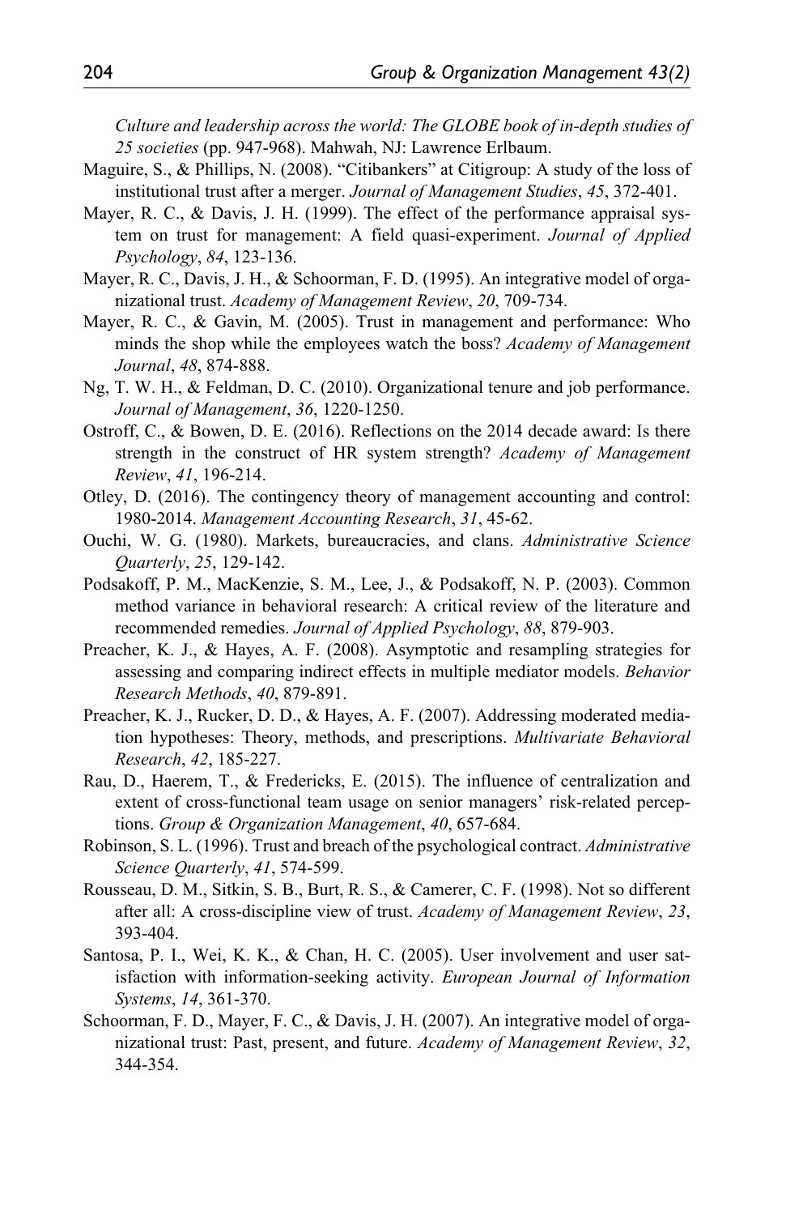*Culture and leadership across the world: The GLOBE book of in-depth studies of 25 societies* (pp. 947-968). Mahwah, NJ: Lawrence Erlbaum.

Maguire, S., & Phillips, N. (2008). "Citibankers" at Citigroup: A study of the loss of institutional trust after a merger. *Journal of Management Studies*, *45*, 372-401.

Mayer, R. C., & Davis, J. H. (1999). The effect of the performance appraisal system on trust for management: A field quasi-experiment. *Journal of Applied Psychology*, *84*, 123-136.

Mayer, R. C., Davis, J. H., & Schoorman, F. D. (1995). An integrative model of organizational trust. *Academy of Management Review*, *20*, 709-734.

Mayer, R. C., & Gavin, M. (2005). Trust in management and performance: Who minds the shop while the employees watch the boss? *Academy of Management Journal*, *48*, 874-888.

Ng, T. W. H., & Feldman, D. C. (2010). Organizational tenure and job performance. *Journal of Management*, *36*, 1220-1250.

Ostroff, C., & Bowen, D. E. (2016). Reflections on the 2014 decade award: Is there strength in the construct of HR system strength? *Academy of Management Review*, *41*, 196-214.

Otley, D. (2016). The contingency theory of management accounting and control: 1980-2014. *Management Accounting Research*, *31*, 45-62.

Ouchi, W. G. (1980). Markets, bureaucracies, and clans. *Administrative Science Quarterly*, *25*, 129-142.

Podsakoff, P. M., MacKenzie, S. M., Lee, J., & Podsakoff, N. P. (2003). Common method variance in behavioral research: A critical review of the literature and recommended remedies. *Journal of Applied Psychology*, *88*, 879-903.

Preacher, K. J., & Hayes, A. F. (2008). Asymptotic and resampling strategies for assessing and comparing indirect effects in multiple mediator models. *Behavior Research Methods*, *40*, 879-891.

Preacher, K. J., Rucker, D. D., & Hayes, A. F. (2007). Addressing moderated mediation hypotheses: Theory, methods, and prescriptions. *Multivariate Behavioral Research*, *42*, 185-227.

Rau, D., Haerem, T., & Fredericks, E. (2015). The influence of centralization and extent of cross-functional team usage on senior managers' risk-related perceptions. *Group & Organization Management*, *40*, 657-684.

Robinson, S. L. (1996). Trust and breach of the psychological contract. *Administrative Science Quarterly*, *41*, 574-599.

Rousseau, D. M., Sitkin, S. B., Burt, R. S., & Camerer, C. F. (1998). Not so different after all: A cross-discipline view of trust. *Academy of Management Review*, *23*, 393-404.

Santosa, P. I., Wei, K. K., & Chan, H. C. (2005). User involvement and user satisfaction with information-seeking activity. *European Journal of Information Systems*, *14*, 361-370.

Schoorman, F. D., Mayer, F. C., & Davis, J. H. (2007). An integrative model of organizational trust: Past, present, and future. *Academy of Management Review*, *32*, 344-354.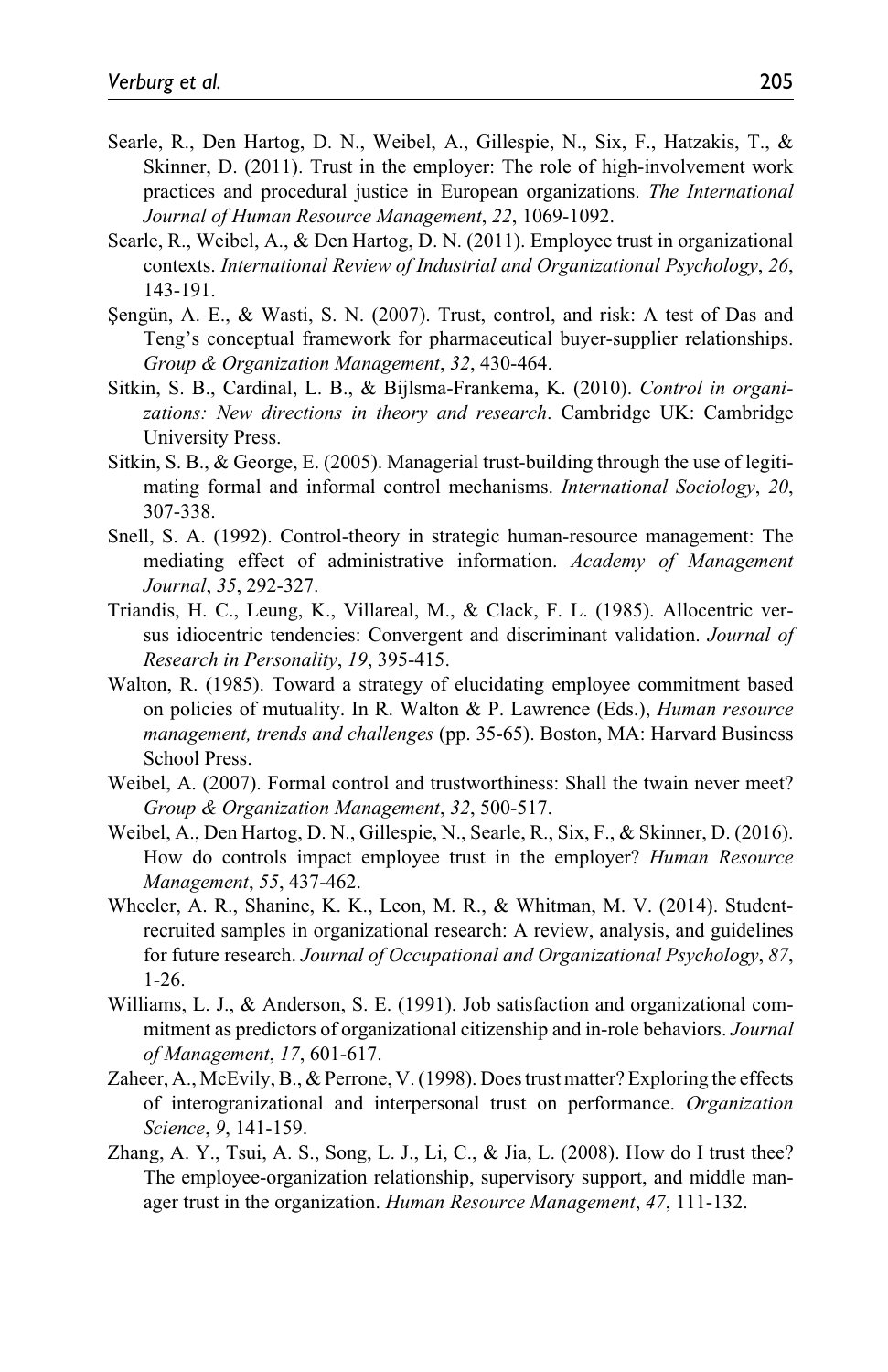Searle, R., Den Hartog, D. N., Weibel, A., Gillespie, N., Six, F., Hatzakis, T., & Skinner, D. (2011). Trust in the employer: The role of high-involvement work practices and procedural justice in European organizations. *The International Journal of Human Resource Management*, *22*, 1069-1092.

Searle, R., Weibel, A., & Den Hartog, D. N. (2011). Employee trust in organizational contexts. *International Review of Industrial and Organizational Psychology*, *26*, 143-191.

Şengün, A. E., & Wasti, S. N. (2007). Trust, control, and risk: A test of Das and Teng's conceptual framework for pharmaceutical buyer-supplier relationships. *Group & Organization Management*, *32*, 430-464.

Sitkin, S. B., Cardinal, L. B., & Bijlsma-Frankema, K. (2010). *Control in organizations: New directions in theory and research*. Cambridge UK: Cambridge University Press.

Sitkin, S. B., & George, E. (2005). Managerial trust-building through the use of legitimating formal and informal control mechanisms. *International Sociology*, *20*, 307-338.

Snell, S. A. (1992). Control-theory in strategic human-resource management: The mediating effect of administrative information. *Academy of Management Journal*, *35*, 292-327.

Triandis, H. C., Leung, K., Villareal, M., & Clack, F. L. (1985). Allocentric versus idiocentric tendencies: Convergent and discriminant validation. *Journal of Research in Personality*, *19*, 395-415.

Walton, R. (1985). Toward a strategy of elucidating employee commitment based on policies of mutuality. In R. Walton & P. Lawrence (Eds.), *Human resource management, trends and challenges* (pp. 35-65). Boston, MA: Harvard Business School Press.

Weibel, A. (2007). Formal control and trustworthiness: Shall the twain never meet? *Group & Organization Management*, *32*, 500-517.

Weibel, A., Den Hartog, D. N., Gillespie, N., Searle, R., Six, F., & Skinner, D. (2016). How do controls impact employee trust in the employer? *Human Resource Management*, *55*, 437-462.

Wheeler, A. R., Shanine, K. K., Leon, M. R., & Whitman, M. V. (2014). Student-recruited samples in organizational research: A review, analysis, and guidelines for future research. *Journal of Occupational and Organizational Psychology*, *87*, 1-26.

Williams, L. J., & Anderson, S. E. (1991). Job satisfaction and organizational commitment as predictors of organizational citizenship and in-role behaviors. *Journal of Management*, *17*, 601-617.

Zaheer, A., McEvily, B., & Perrone, V. (1998). Does trust matter? Exploring the effects of interogranizational and interpersonal trust on performance. *Organization Science*, *9*, 141-159.

Zhang, A. Y., Tsui, A. S., Song, L. J., Li, C., & Jia, L. (2008). How do I trust thee? The employee-organization relationship, supervisory support, and middle manager trust in the organization. *Human Resource Management*, *47*, 111-132.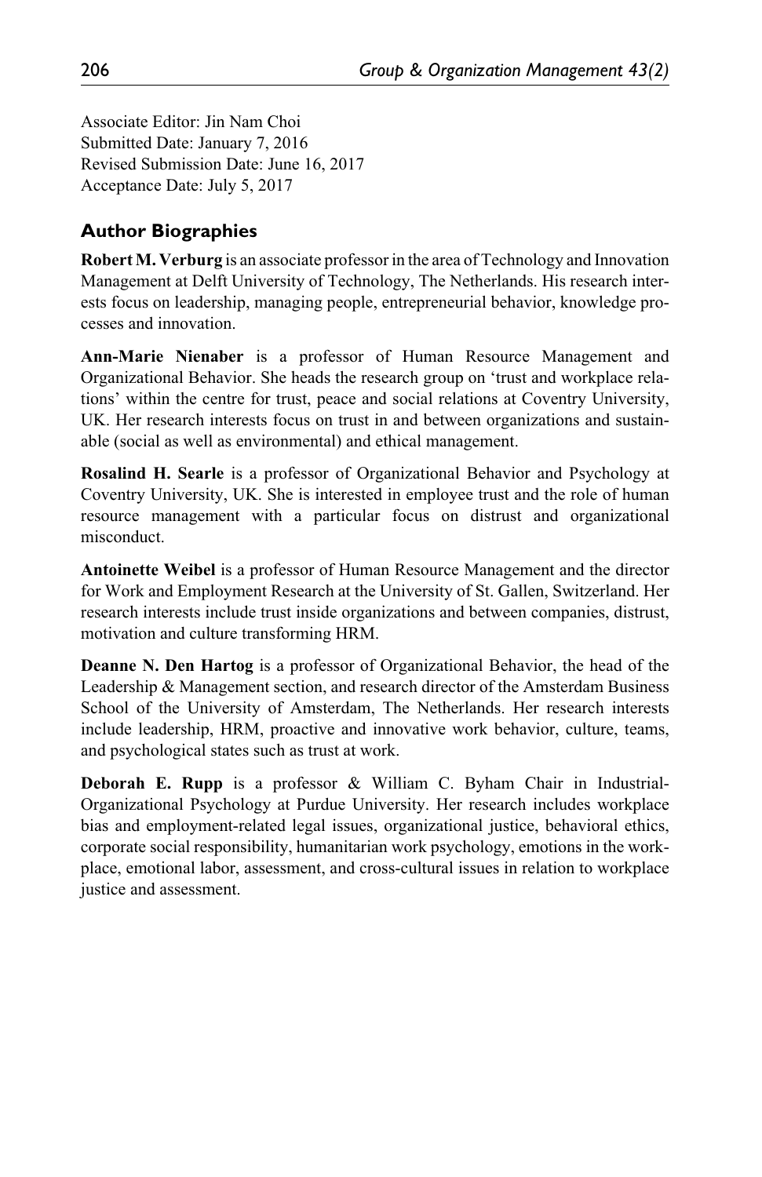Associate Editor: Jin Nam Choi
Submitted Date: January 7, 2016
Revised Submission Date: June 16, 2017
Acceptance Date: July 5, 2017

## Author Biographies

**Robert M. Verburg** is an associate professor in the area of Technology and Innovation Management at Delft University of Technology, The Netherlands. His research interests focus on leadership, managing people, entrepreneurial behavior, knowledge processes and innovation.

**Ann-Marie Nienaber** is a professor of Human Resource Management and Organizational Behavior. She heads the research group on 'trust and workplace relations' within the centre for trust, peace and social relations at Coventry University, UK. Her research interests focus on trust in and between organizations and sustainable (social as well as environmental) and ethical management.

**Rosalind H. Searle** is a professor of Organizational Behavior and Psychology at Coventry University, UK. She is interested in employee trust and the role of human resource management with a particular focus on distrust and organizational misconduct.

**Antoinette Weibel** is a professor of Human Resource Management and the director for Work and Employment Research at the University of St. Gallen, Switzerland. Her research interests include trust inside organizations and between companies, distrust, motivation and culture transforming HRM.

**Deanne N. Den Hartog** is a professor of Organizational Behavior, the head of the Leadership & Management section, and research director of the Amsterdam Business School of the University of Amsterdam, The Netherlands. Her research interests include leadership, HRM, proactive and innovative work behavior, culture, teams, and psychological states such as trust at work.

**Deborah E. Rupp** is a professor & William C. Byham Chair in Industrial-Organizational Psychology at Purdue University. Her research includes workplace bias and employment-related legal issues, organizational justice, behavioral ethics, corporate social responsibility, humanitarian work psychology, emotions in the workplace, emotional labor, assessment, and cross-cultural issues in relation to workplace justice and assessment.